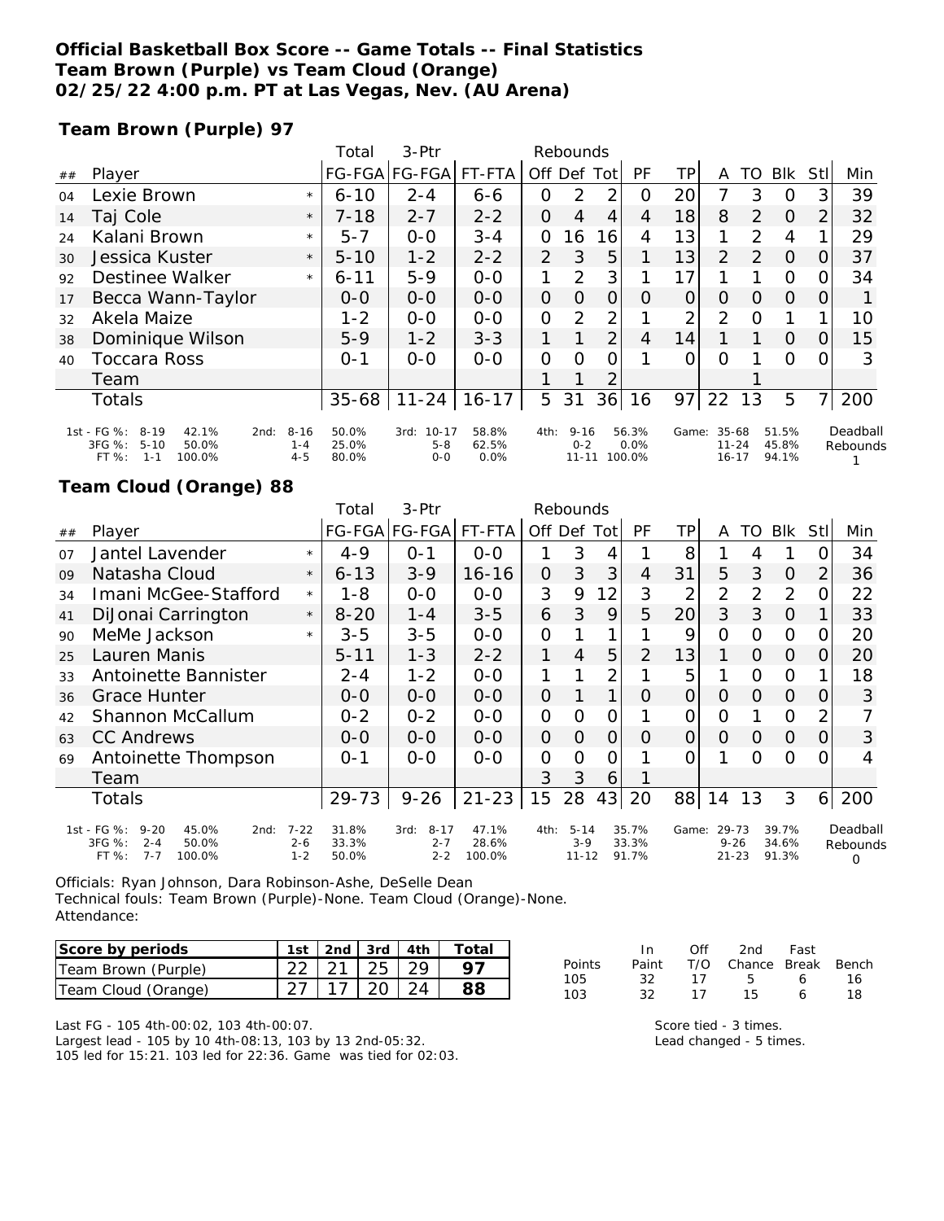**Official Basketball Box Score -- Game Totals -- Final Statistics**
**Team Brown (Purple) vs Team Cloud (Orange)**
**02/25/22 4:00 p.m. PT at Las Vegas, Nev. (AU Arena)**

**Team Brown (Purple) 97**

| ## | Player | | Total FG-FGA | 3-Ptr FG-FGA | FT-FTA | Rebounds Off | Def | Tot | PF | TP | A | TO | Blk | Stl | Min |
|---|---|---|---|---|---|---|---|---|---|---|---|---|---|---|---|
| 04 | Lexie Brown | * | 6-10 | 2-4 | 6-6 | 0 | 2 | 2 | 0 | 20 | 7 | 3 | 0 | 3 | 39 |
| 14 | Taj Cole | * | 7-18 | 2-7 | 2-2 | 0 | 4 | 4 | 4 | 18 | 8 | 2 | 0 | 2 | 32 |
| 24 | Kalani Brown | * | 5-7 | 0-0 | 3-4 | 0 | 16 | 16 | 4 | 13 | 1 | 2 | 4 | 1 | 29 |
| 30 | Jessica Kuster | * | 5-10 | 1-2 | 2-2 | 2 | 3 | 5 | 1 | 13 | 2 | 2 | 0 | 0 | 37 |
| 92 | Destinee Walker | * | 6-11 | 5-9 | 0-0 | 1 | 2 | 3 | 1 | 17 | 1 | 1 | 0 | 0 | 34 |
| 17 | Becca Wann-Taylor | | 0-0 | 0-0 | 0-0 | 0 | 0 | 0 | 0 | 0 | 0 | 0 | 0 | 0 | 1 |
| 32 | Akela Maize | | 1-2 | 0-0 | 0-0 | 0 | 2 | 2 | 1 | 2 | 2 | 0 | 1 | 1 | 10 |
| 38 | Dominique Wilson | | 5-9 | 1-2 | 3-3 | 1 | 1 | 2 | 4 | 14 | 1 | 1 | 0 | 0 | 15 |
| 40 | Toccara Ross | | 0-1 | 0-0 | 0-0 | 0 | 0 | 0 | 1 | 0 | 0 | 1 | 0 | 0 | 3 |
| | Team | | | | | 1 | 1 | 2 | | | | 1 | | | |
| | Totals | | 35-68 | 11-24 | 16-17 | 5 | 31 | 36 | 16 | 97 | 22 | 13 | 5 | 7 | 200 |

| | | | | | | |
|---|---|---|---|---|---|---|
| 1st - FG %: 8-19 42.1% | 2nd: 8-16 50.0% | 3rd: 10-17 58.8% | 4th: 9-16 56.3% | Game: 35-68 51.5% | Deadball Rebounds |
| 3FG %: 5-10 50.0% | 1-4 25.0% | 5-8 62.5% | 0-2 0.0% | 11-24 45.8% | 1 |
| FT %: 1-1 100.0% | 4-5 80.0% | 0-0 0.0% | 11-11 100.0% | 16-17 94.1% | |

**Team Cloud (Orange) 88**

| ## | Player | | Total FG-FGA | 3-Ptr FG-FGA | FT-FTA | Rebounds Off | Def | Tot | PF | TP | A | TO | Blk | Stl | Min |
|---|---|---|---|---|---|---|---|---|---|---|---|---|---|---|---|
| 07 | Jantel Lavender | * | 4-9 | 0-1 | 0-0 | 1 | 3 | 4 | 1 | 8 | 1 | 4 | 1 | 0 | 34 |
| 09 | Natasha Cloud | * | 6-13 | 3-9 | 16-16 | 0 | 3 | 3 | 4 | 31 | 5 | 3 | 0 | 2 | 36 |
| 34 | Imani McGee-Stafford | * | 1-8 | 0-0 | 0-0 | 3 | 9 | 12 | 3 | 2 | 2 | 2 | 2 | 0 | 22 |
| 41 | DiJonai Carrington | * | 8-20 | 1-4 | 3-5 | 6 | 3 | 9 | 5 | 20 | 3 | 3 | 0 | 1 | 33 |
| 90 | MeMe Jackson | * | 3-5 | 3-5 | 0-0 | 0 | 1 | 1 | 1 | 9 | 0 | 0 | 0 | 0 | 20 |
| 25 | Lauren Manis | | 5-11 | 1-3 | 2-2 | 1 | 4 | 5 | 2 | 13 | 1 | 0 | 0 | 0 | 20 |
| 33 | Antoinette Bannister | | 2-4 | 1-2 | 0-0 | 1 | 1 | 2 | 1 | 5 | 1 | 0 | 0 | 1 | 18 |
| 36 | Grace Hunter | | 0-0 | 0-0 | 0-0 | 0 | 1 | 1 | 0 | 0 | 0 | 0 | 0 | 0 | 3 |
| 42 | Shannon McCallum | | 0-2 | 0-2 | 0-0 | 0 | 0 | 0 | 1 | 0 | 0 | 1 | 0 | 2 | 7 |
| 63 | CC Andrews | | 0-0 | 0-0 | 0-0 | 0 | 0 | 0 | 0 | 0 | 0 | 0 | 0 | 0 | 3 |
| 69 | Antoinette Thompson | | 0-1 | 0-0 | 0-0 | 0 | 0 | 0 | 1 | 0 | 1 | 0 | 0 | 0 | 4 |
| | Team | | | | | 3 | 3 | 6 | 1 | | | | | | |
| | Totals | | 29-73 | 9-26 | 21-23 | 15 | 28 | 43 | 20 | 88 | 14 | 13 | 3 | 6 | 200 |

| | | | | | |
|---|---|---|---|---|---|
| 1st - FG %: 9-20 45.0% | 2nd: 7-22 31.8% | 3rd: 8-17 47.1% | 4th: 5-14 35.7% | Game: 29-73 39.7% | Deadball Rebounds |
| 3FG %: 2-4 50.0% | 2-6 33.3% | 2-7 28.6% | 3-9 33.3% | 9-26 34.6% | 0 |
| FT %: 7-7 100.0% | 1-2 50.0% | 2-2 100.0% | 11-12 91.7% | 21-23 91.3% | |

Officials: Ryan Johnson, Dara Robinson-Ashe, DeSelle Dean
Technical fouls: Team Brown (Purple)-None. Team Cloud (Orange)-None.
Attendance:

| Score by periods | 1st | 2nd | 3rd | 4th | Total |
|---|---|---|---|---|---|
| Team Brown (Purple) | 22 | 21 | 25 | 29 | **97** |
| Team Cloud (Orange) | 27 | 17 | 20 | 24 | **88** |

| Points | In Paint | Off T/O | 2nd Chance | Fast Break | Bench |
|---|---|---|---|---|---|
| 105 | 32 | 17 | 5 | 6 | 16 |
| 103 | 32 | 17 | 15 | 6 | 18 |

Last FG - 105 4th-00:02, 103 4th-00:07.
Largest lead - 105 by 10 4th-08:13, 103 by 13 2nd-05:32.
105 led for 15:21. 103 led for 22:36. Game was tied for 02:03.

Score tied - 3 times.
Lead changed - 5 times.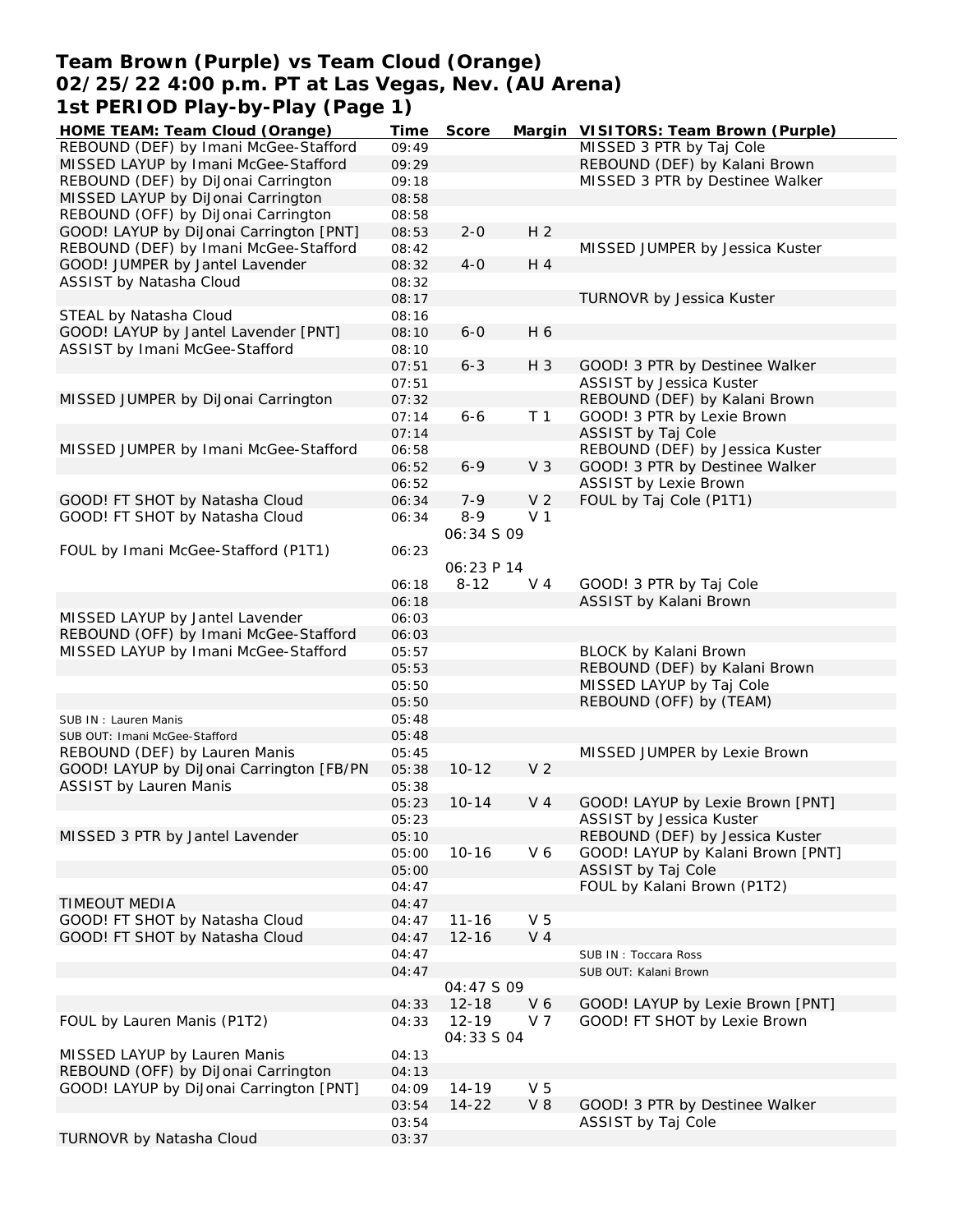# Team Brown (Purple) vs Team Cloud (Orange)
## 02/25/22 4:00 p.m. PT at Las Vegas, Nev. (AU Arena)
## 1st PERIOD Play-by-Play (Page 1)

| HOME TEAM: Team Cloud (Orange) | Time | Score | Margin | VISITORS: Team Brown (Purple) |
|---|---|---|---|---|
| REBOUND (DEF) by Imani McGee-Stafford | 09:49 | | | MISSED 3 PTR by Taj Cole |
| MISSED LAYUP by Imani McGee-Stafford | 09:29 | | | REBOUND (DEF) by Kalani Brown |
| REBOUND (DEF) by DiJonai Carrington | 09:18 | | | MISSED 3 PTR by Destinee Walker |
| MISSED LAYUP by DiJonai Carrington | 08:58 | | | |
| REBOUND (OFF) by DiJonai Carrington | 08:58 | | | |
| GOOD! LAYUP by DiJonai Carrington [PNT] | 08:53 | 2-0 | H 2 | |
| REBOUND (DEF) by Imani McGee-Stafford | 08:42 | | | MISSED JUMPER by Jessica Kuster |
| GOOD! JUMPER by Jantel Lavender | 08:32 | 4-0 | H 4 | |
| ASSIST by Natasha Cloud | 08:32 | | | |
| | 08:17 | | | TURNOVR by Jessica Kuster |
| STEAL by Natasha Cloud | 08:16 | | | |
| GOOD! LAYUP by Jantel Lavender [PNT] | 08:10 | 6-0 | H 6 | |
| ASSIST by Imani McGee-Stafford | 08:10 | | | |
| | 07:51 | 6-3 | H 3 | GOOD! 3 PTR by Destinee Walker |
| | 07:51 | | | ASSIST by Jessica Kuster |
| MISSED JUMPER by DiJonai Carrington | 07:32 | | | REBOUND (DEF) by Kalani Brown |
| | 07:14 | 6-6 | T 1 | GOOD! 3 PTR by Lexie Brown |
| | 07:14 | | | ASSIST by Taj Cole |
| MISSED JUMPER by Imani McGee-Stafford | 06:58 | | | REBOUND (DEF) by Jessica Kuster |
| | 06:52 | 6-9 | V 3 | GOOD! 3 PTR by Destinee Walker |
| | 06:52 | | | ASSIST by Lexie Brown |
| GOOD! FT SHOT by Natasha Cloud | 06:34 | 7-9 | V 2 | FOUL by Taj Cole (P1T1) |
| GOOD! FT SHOT by Natasha Cloud | 06:34 | 8-9 | V 1 | |
| | | 06:34 S 09 | | |
| FOUL by Imani McGee-Stafford (P1T1) | 06:23 | | | |
| | | 06:23 P 14 | | |
| | 06:18 | 8-12 | V 4 | GOOD! 3 PTR by Taj Cole |
| | 06:18 | | | ASSIST by Kalani Brown |
| MISSED LAYUP by Jantel Lavender | 06:03 | | | |
| REBOUND (OFF) by Imani McGee-Stafford | 06:03 | | | |
| MISSED LAYUP by Imani McGee-Stafford | 05:57 | | | BLOCK by Kalani Brown |
| | 05:53 | | | REBOUND (DEF) by Kalani Brown |
| | 05:50 | | | MISSED LAYUP by Taj Cole |
| | 05:50 | | | REBOUND (OFF) by (TEAM) |
| SUB IN : Lauren Manis | 05:48 | | | |
| SUB OUT: Imani McGee-Stafford | 05:48 | | | |
| REBOUND (DEF) by Lauren Manis | 05:45 | | | MISSED JUMPER by Lexie Brown |
| GOOD! LAYUP by DiJonai Carrington [FB/PN | 05:38 | 10-12 | V 2 | |
| ASSIST by Lauren Manis | 05:38 | | | |
| | 05:23 | 10-14 | V 4 | GOOD! LAYUP by Lexie Brown [PNT] |
| | 05:23 | | | ASSIST by Jessica Kuster |
| MISSED 3 PTR by Jantel Lavender | 05:10 | | | REBOUND (DEF) by Jessica Kuster |
| | 05:00 | 10-16 | V 6 | GOOD! LAYUP by Kalani Brown [PNT] |
| | 05:00 | | | ASSIST by Taj Cole |
| | 04:47 | | | FOUL by Kalani Brown (P1T2) |
| TIMEOUT MEDIA | 04:47 | | | |
| GOOD! FT SHOT by Natasha Cloud | 04:47 | 11-16 | V 5 | |
| GOOD! FT SHOT by Natasha Cloud | 04:47 | 12-16 | V 4 | |
| | 04:47 | | | SUB IN : Toccara Ross |
| | 04:47 | | | SUB OUT: Kalani Brown |
| | | 04:47 S 09 | | |
| | 04:33 | 12-18 | V 6 | GOOD! LAYUP by Lexie Brown [PNT] |
| FOUL by Lauren Manis (P1T2) | 04:33 | 12-19 | V 7 | GOOD! FT SHOT by Lexie Brown |
| | | 04:33 S 04 | | |
| MISSED LAYUP by Lauren Manis | 04:13 | | | |
| REBOUND (OFF) by DiJonai Carrington | 04:13 | | | |
| GOOD! LAYUP by DiJonai Carrington [PNT] | 04:09 | 14-19 | V 5 | |
| | 03:54 | 14-22 | V 8 | GOOD! 3 PTR by Destinee Walker |
| | 03:54 | | | ASSIST by Taj Cole |
| TURNOVR by Natasha Cloud | 03:37 | | | |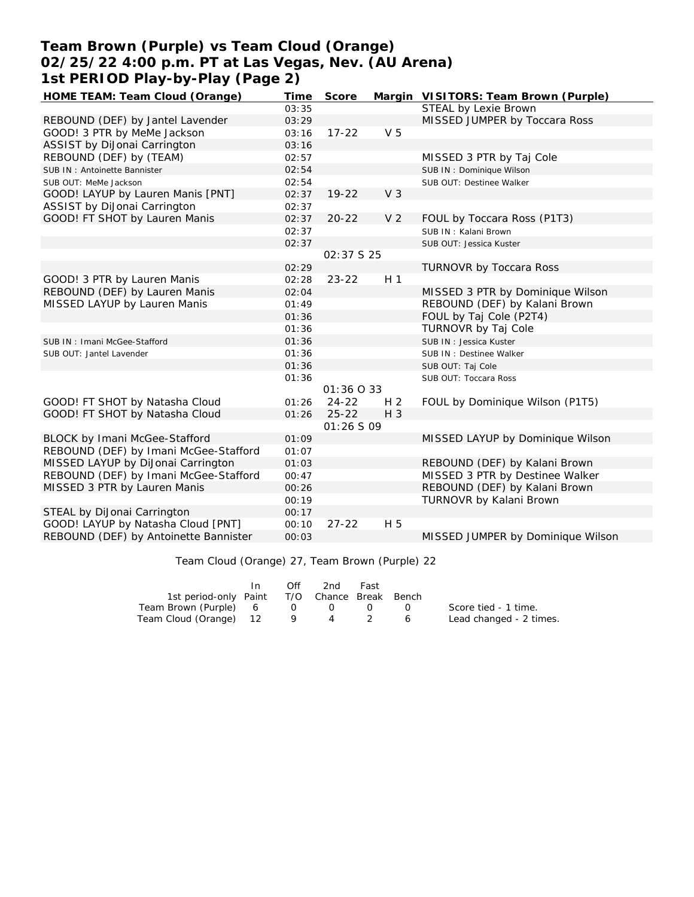# Team Brown (Purple) vs Team Cloud (Orange)
# 02/25/22 4:00 p.m. PT at Las Vegas, Nev. (AU Arena)
# 1st PERIOD Play-by-Play (Page 2)

| HOME TEAM: Team Cloud (Orange) | Time | Score | Margin | VISITORS: Team Brown (Purple) |
|---|---|---|---|---|
| | 03:35 | | | STEAL by Lexie Brown |
| REBOUND (DEF) by Jantel Lavender | 03:29 | | | MISSED JUMPER by Toccara Ross |
| GOOD! 3 PTR by MeMe Jackson | 03:16 | 17-22 | V 5 | |
| ASSIST by DiJonai Carrington | 03:16 | | | |
| REBOUND (DEF) by (TEAM) | 02:57 | | | MISSED 3 PTR by Taj Cole |
| SUB IN : Antoinette Bannister | 02:54 | | | SUB IN : Dominique Wilson |
| SUB OUT: MeMe Jackson | 02:54 | | | SUB OUT: Destinee Walker |
| GOOD! LAYUP by Lauren Manis [PNT] | 02:37 | 19-22 | V 3 | |
| ASSIST by DiJonai Carrington | 02:37 | | | |
| GOOD! FT SHOT by Lauren Manis | 02:37 | 20-22 | V 2 | FOUL by Toccara Ross (P1T3) |
| | 02:37 | | | SUB IN : Kalani Brown |
| | 02:37 | | | SUB OUT: Jessica Kuster |
| | | 02:37 S 25 | | |
| | 02:29 | | | TURNOVR by Toccara Ross |
| GOOD! 3 PTR by Lauren Manis | 02:28 | 23-22 | H 1 | |
| REBOUND (DEF) by Lauren Manis | 02:04 | | | MISSED 3 PTR by Dominique Wilson |
| MISSED LAYUP by Lauren Manis | 01:49 | | | REBOUND (DEF) by Kalani Brown |
| | 01:36 | | | FOUL by Taj Cole (P2T4) |
| | 01:36 | | | TURNOVR by Taj Cole |
| SUB IN : Imani McGee-Stafford | 01:36 | | | SUB IN : Jessica Kuster |
| SUB OUT: Jantel Lavender | 01:36 | | | SUB IN : Destinee Walker |
| | 01:36 | | | SUB OUT: Taj Cole |
| | 01:36 | | | SUB OUT: Toccara Ross |
| | | 01:36 O 33 | | |
| GOOD! FT SHOT by Natasha Cloud | 01:26 | 24-22 | H 2 | FOUL by Dominique Wilson (P1T5) |
| GOOD! FT SHOT by Natasha Cloud | 01:26 | 25-22 | H 3 | |
| | | 01:26 S 09 | | |
| BLOCK by Imani McGee-Stafford | 01:09 | | | MISSED LAYUP by Dominique Wilson |
| REBOUND (DEF) by Imani McGee-Stafford | 01:07 | | | |
| MISSED LAYUP by DiJonai Carrington | 01:03 | | | REBOUND (DEF) by Kalani Brown |
| REBOUND (DEF) by Imani McGee-Stafford | 00:47 | | | MISSED 3 PTR by Destinee Walker |
| MISSED 3 PTR by Lauren Manis | 00:26 | | | REBOUND (DEF) by Kalani Brown |
| | 00:19 | | | TURNOVR by Kalani Brown |
| STEAL by DiJonai Carrington | 00:17 | | | |
| GOOD! LAYUP by Natasha Cloud [PNT] | 00:10 | 27-22 | H 5 | |
| REBOUND (DEF) by Antoinette Bannister | 00:03 | | | MISSED JUMPER by Dominique Wilson |

Team Cloud (Orange) 27, Team Brown (Purple) 22

| 1st period-only | In Paint | Off T/O | 2nd Chance | Fast Break | Bench | |
|---|---|---|---|---|---|---|
| Team Brown (Purple) | 6 | 0 | 0 | 0 | 0 | Score tied - 1 time. |
| Team Cloud (Orange) | 12 | 9 | 4 | 2 | 6 | Lead changed - 2 times. |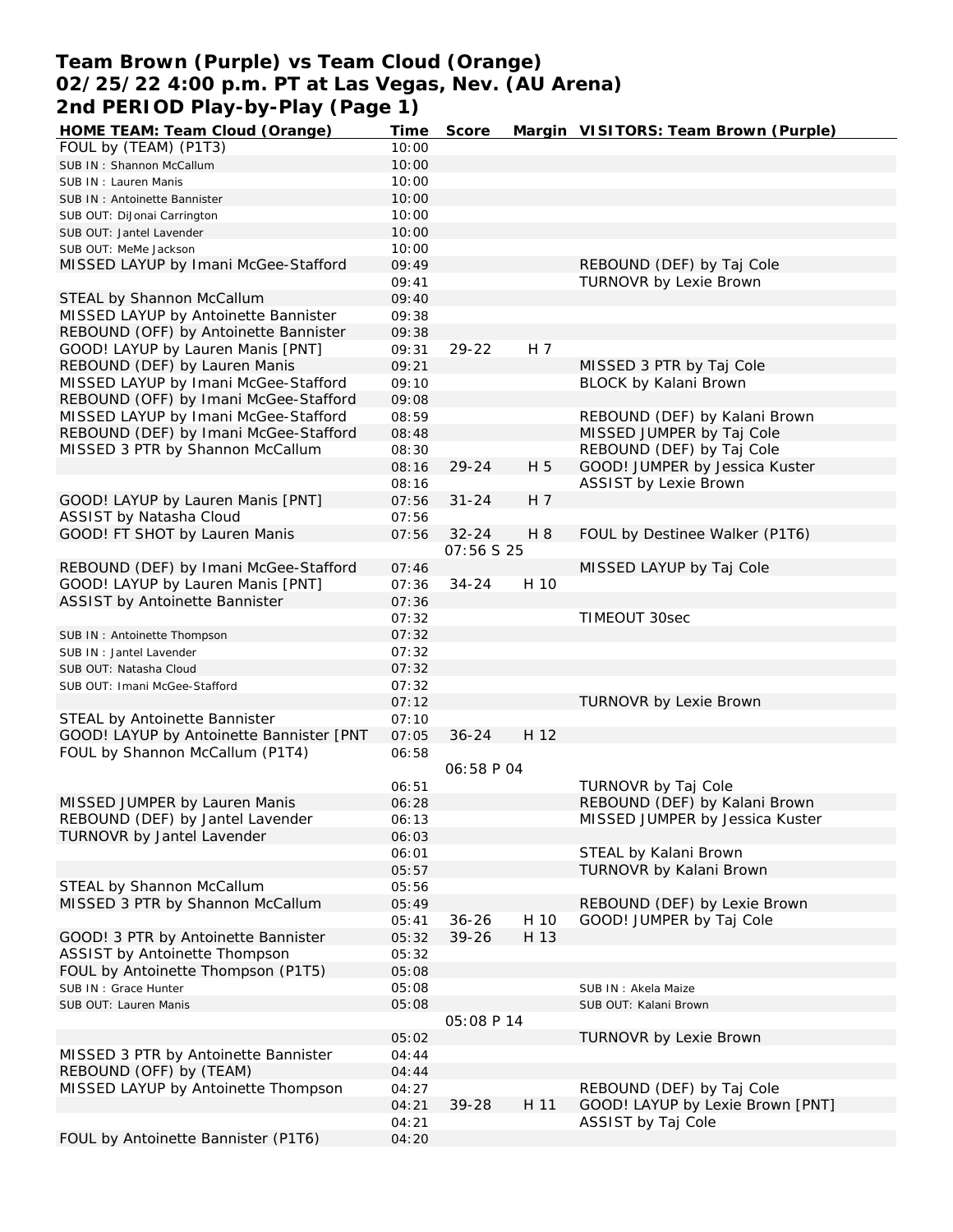# Team Brown (Purple) vs Team Cloud (Orange)
## 02/25/22 4:00 p.m. PT at Las Vegas, Nev. (AU Arena)
## 2nd PERIOD Play-by-Play (Page 1)

| HOME TEAM: Team Cloud (Orange) | Time | Score | Margin | VISITORS: Team Brown (Purple) |
|---|---|---|---|---|
| FOUL by (TEAM) (P1T3) | 10:00 | | | |
| SUB IN : Shannon McCallum | 10:00 | | | |
| SUB IN : Lauren Manis | 10:00 | | | |
| SUB IN : Antoinette Bannister | 10:00 | | | |
| SUB OUT: DiJonai Carrington | 10:00 | | | |
| SUB OUT: Jantel Lavender | 10:00 | | | |
| SUB OUT: MeMe Jackson | 10:00 | | | |
| MISSED LAYUP by Imani McGee-Stafford | 09:49 | | | REBOUND (DEF) by Taj Cole |
| | 09:41 | | | TURNOVR by Lexie Brown |
| STEAL by Shannon McCallum | 09:40 | | | |
| MISSED LAYUP by Antoinette Bannister | 09:38 | | | |
| REBOUND (OFF) by Antoinette Bannister | 09:38 | | | |
| GOOD! LAYUP by Lauren Manis [PNT] | 09:31 | 29-22 | H 7 | |
| REBOUND (DEF) by Lauren Manis | 09:21 | | | MISSED 3 PTR by Taj Cole |
| MISSED LAYUP by Imani McGee-Stafford | 09:10 | | | BLOCK by Kalani Brown |
| REBOUND (OFF) by Imani McGee-Stafford | 09:08 | | | |
| MISSED LAYUP by Imani McGee-Stafford | 08:59 | | | REBOUND (DEF) by Kalani Brown |
| REBOUND (DEF) by Imani McGee-Stafford | 08:48 | | | MISSED JUMPER by Taj Cole |
| MISSED 3 PTR by Shannon McCallum | 08:30 | | | REBOUND (DEF) by Taj Cole |
| | 08:16 | 29-24 | H 5 | GOOD! JUMPER by Jessica Kuster |
| | 08:16 | | | ASSIST by Lexie Brown |
| GOOD! LAYUP by Lauren Manis [PNT] | 07:56 | 31-24 | H 7 | |
| ASSIST by Natasha Cloud | 07:56 | | | |
| GOOD! FT SHOT by Lauren Manis | 07:56 | 32-24 | H 8 | FOUL by Destinee Walker (P1T6) |
| | | 07:56 S 25 | | |
| REBOUND (DEF) by Imani McGee-Stafford | 07:46 | | | MISSED LAYUP by Taj Cole |
| GOOD! LAYUP by Lauren Manis [PNT] | 07:36 | 34-24 | H 10 | |
| ASSIST by Antoinette Bannister | 07:36 | | | |
| | 07:32 | | | TIMEOUT 30sec |
| SUB IN : Antoinette Thompson | 07:32 | | | |
| SUB IN : Jantel Lavender | 07:32 | | | |
| SUB OUT: Natasha Cloud | 07:32 | | | |
| SUB OUT: Imani McGee-Stafford | 07:32 | | | |
| | 07:12 | | | TURNOVR by Lexie Brown |
| STEAL by Antoinette Bannister | 07:10 | | | |
| GOOD! LAYUP by Antoinette Bannister [PNT | 07:05 | 36-24 | H 12 | |
| FOUL by Shannon McCallum (P1T4) | 06:58 | | | |
| | | 06:58 P 04 | | |
| | 06:51 | | | TURNOVR by Taj Cole |
| MISSED JUMPER by Lauren Manis | 06:28 | | | REBOUND (DEF) by Kalani Brown |
| REBOUND (DEF) by Jantel Lavender | 06:13 | | | MISSED JUMPER by Jessica Kuster |
| TURNOVR by Jantel Lavender | 06:03 | | | |
| | 06:01 | | | STEAL by Kalani Brown |
| | 05:57 | | | TURNOVR by Kalani Brown |
| STEAL by Shannon McCallum | 05:56 | | | |
| MISSED 3 PTR by Shannon McCallum | 05:49 | | | REBOUND (DEF) by Lexie Brown |
| | 05:41 | 36-26 | H 10 | GOOD! JUMPER by Taj Cole |
| GOOD! 3 PTR by Antoinette Bannister | 05:32 | 39-26 | H 13 | |
| ASSIST by Antoinette Thompson | 05:32 | | | |
| FOUL by Antoinette Thompson (P1T5) | 05:08 | | | |
| SUB IN : Grace Hunter | 05:08 | | | SUB IN : Akela Maize |
| SUB OUT: Lauren Manis | 05:08 | | | SUB OUT: Kalani Brown |
| | | 05:08 P 14 | | |
| | 05:02 | | | TURNOVR by Lexie Brown |
| MISSED 3 PTR by Antoinette Bannister | 04:44 | | | |
| REBOUND (OFF) by (TEAM) | 04:44 | | | |
| MISSED LAYUP by Antoinette Thompson | 04:27 | | | REBOUND (DEF) by Taj Cole |
| | 04:21 | 39-28 | H 11 | GOOD! LAYUP by Lexie Brown [PNT] |
| | 04:21 | | | ASSIST by Taj Cole |
| FOUL by Antoinette Bannister (P1T6) | 04:20 | | | |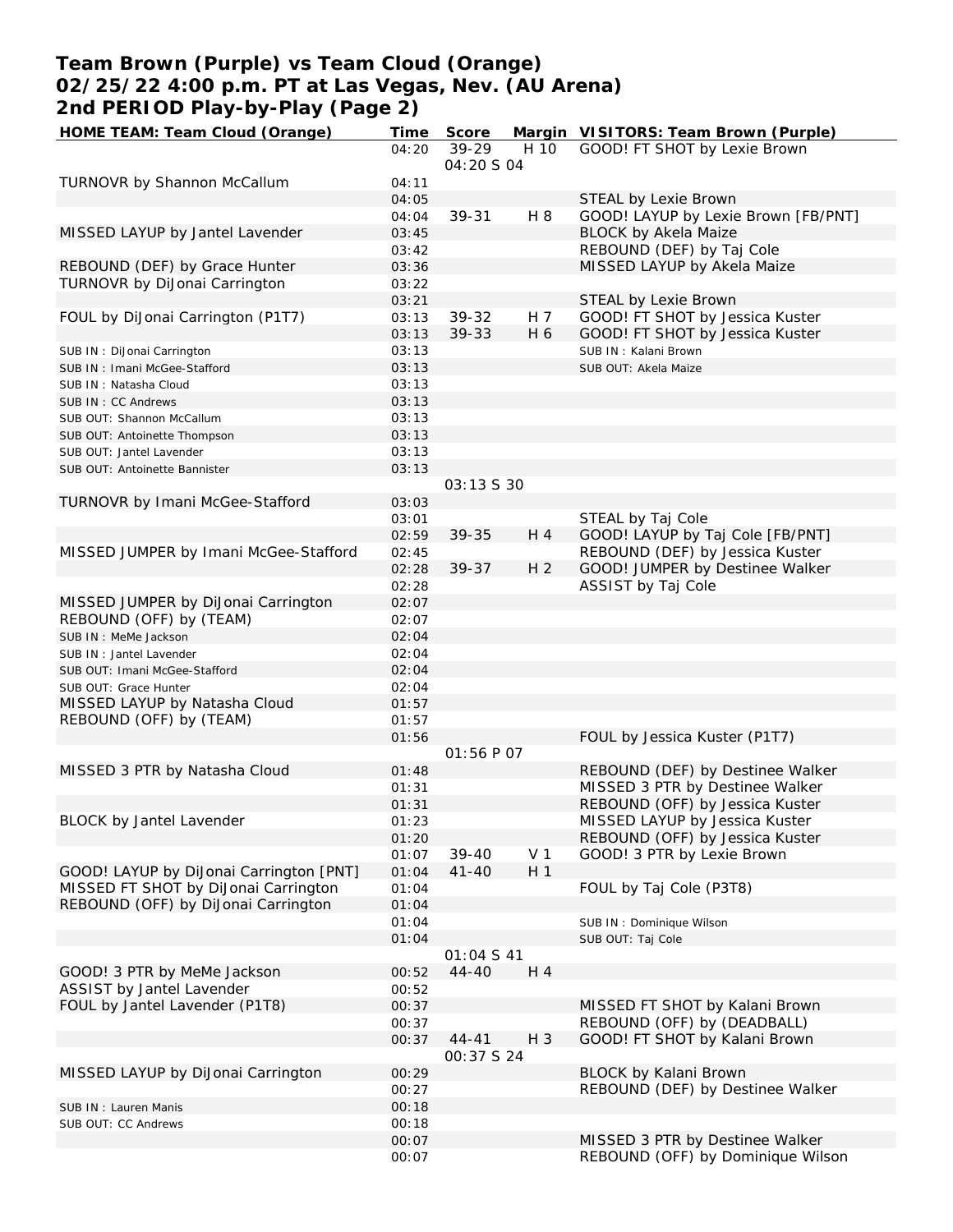# Team Brown (Purple) vs Team Cloud (Orange)
# 02/25/22 4:00 p.m. PT at Las Vegas, Nev. (AU Arena)
# 2nd PERIOD Play-by-Play (Page 2)

| HOME TEAM: Team Cloud (Orange) | Time | Score | Margin | VISITORS: Team Brown (Purple) |
|---|---|---|---|---|
| | 04:20 | 39-29 | H 10 | GOOD! FT SHOT by Lexie Brown |
| | | 04:20 S 04 | | |
| TURNOVR by Shannon McCallum | 04:11 | | | |
| | 04:05 | | | STEAL by Lexie Brown |
| | 04:04 | 39-31 | H 8 | GOOD! LAYUP by Lexie Brown [FB/PNT] |
| MISSED LAYUP by Jantel Lavender | 03:45 | | | BLOCK by Akela Maize |
| | 03:42 | | | REBOUND (DEF) by Taj Cole |
| REBOUND (DEF) by Grace Hunter | 03:36 | | | MISSED LAYUP by Akela Maize |
| TURNOVR by DiJonai Carrington | 03:22 | | | |
| | 03:21 | | | STEAL by Lexie Brown |
| FOUL by DiJonai Carrington (P1T7) | 03:13 | 39-32 | H 7 | GOOD! FT SHOT by Jessica Kuster |
| | 03:13 | 39-33 | H 6 | GOOD! FT SHOT by Jessica Kuster |
| SUB IN : DiJonai Carrington | 03:13 | | | SUB IN : Kalani Brown |
| SUB IN : Imani McGee-Stafford | 03:13 | | | SUB OUT: Akela Maize |
| SUB IN : Natasha Cloud | 03:13 | | | |
| SUB IN : CC Andrews | 03:13 | | | |
| SUB OUT: Shannon McCallum | 03:13 | | | |
| SUB OUT: Antoinette Thompson | 03:13 | | | |
| SUB OUT: Jantel Lavender | 03:13 | | | |
| SUB OUT: Antoinette Bannister | 03:13 | | | |
| | | 03:13 S 30 | | |
| TURNOVR by Imani McGee-Stafford | 03:03 | | | |
| | 03:01 | | | STEAL by Taj Cole |
| | 02:59 | 39-35 | H 4 | GOOD! LAYUP by Taj Cole [FB/PNT] |
| MISSED JUMPER by Imani McGee-Stafford | 02:45 | | | REBOUND (DEF) by Jessica Kuster |
| | 02:28 | 39-37 | H 2 | GOOD! JUMPER by Destinee Walker |
| | 02:28 | | | ASSIST by Taj Cole |
| MISSED JUMPER by DiJonai Carrington | 02:07 | | | |
| REBOUND (OFF) by (TEAM) | 02:07 | | | |
| SUB IN : MeMe Jackson | 02:04 | | | |
| SUB IN : Jantel Lavender | 02:04 | | | |
| SUB OUT: Imani McGee-Stafford | 02:04 | | | |
| SUB OUT: Grace Hunter | 02:04 | | | |
| MISSED LAYUP by Natasha Cloud | 01:57 | | | |
| REBOUND (OFF) by (TEAM) | 01:57 | | | |
| | 01:56 | | | FOUL by Jessica Kuster (P1T7) |
| | | 01:56 P 07 | | |
| MISSED 3 PTR by Natasha Cloud | 01:48 | | | REBOUND (DEF) by Destinee Walker |
| | 01:31 | | | MISSED 3 PTR by Destinee Walker |
| | 01:31 | | | REBOUND (OFF) by Jessica Kuster |
| BLOCK by Jantel Lavender | 01:23 | | | MISSED LAYUP by Jessica Kuster |
| | 01:20 | | | REBOUND (OFF) by Jessica Kuster |
| | 01:07 | 39-40 | V 1 | GOOD! 3 PTR by Lexie Brown |
| GOOD! LAYUP by DiJonai Carrington [PNT] | 01:04 | 41-40 | H 1 | |
| MISSED FT SHOT by DiJonai Carrington | 01:04 | | | FOUL by Taj Cole (P3T8) |
| REBOUND (OFF) by DiJonai Carrington | 01:04 | | | |
| | 01:04 | | | SUB IN : Dominique Wilson |
| | 01:04 | | | SUB OUT: Taj Cole |
| | | 01:04 S 41 | | |
| GOOD! 3 PTR by MeMe Jackson | 00:52 | 44-40 | H 4 | |
| ASSIST by Jantel Lavender | 00:52 | | | |
| FOUL by Jantel Lavender (P1T8) | 00:37 | | | MISSED FT SHOT by Kalani Brown |
| | 00:37 | | | REBOUND (OFF) by (DEADBALL) |
| | 00:37 | 44-41 | H 3 | GOOD! FT SHOT by Kalani Brown |
| | | 00:37 S 24 | | |
| MISSED LAYUP by DiJonai Carrington | 00:29 | | | BLOCK by Kalani Brown |
| | 00:27 | | | REBOUND (DEF) by Destinee Walker |
| SUB IN : Lauren Manis | 00:18 | | | |
| SUB OUT: CC Andrews | 00:18 | | | |
| | 00:07 | | | MISSED 3 PTR by Destinee Walker |
| | 00:07 | | | REBOUND (OFF) by Dominique Wilson |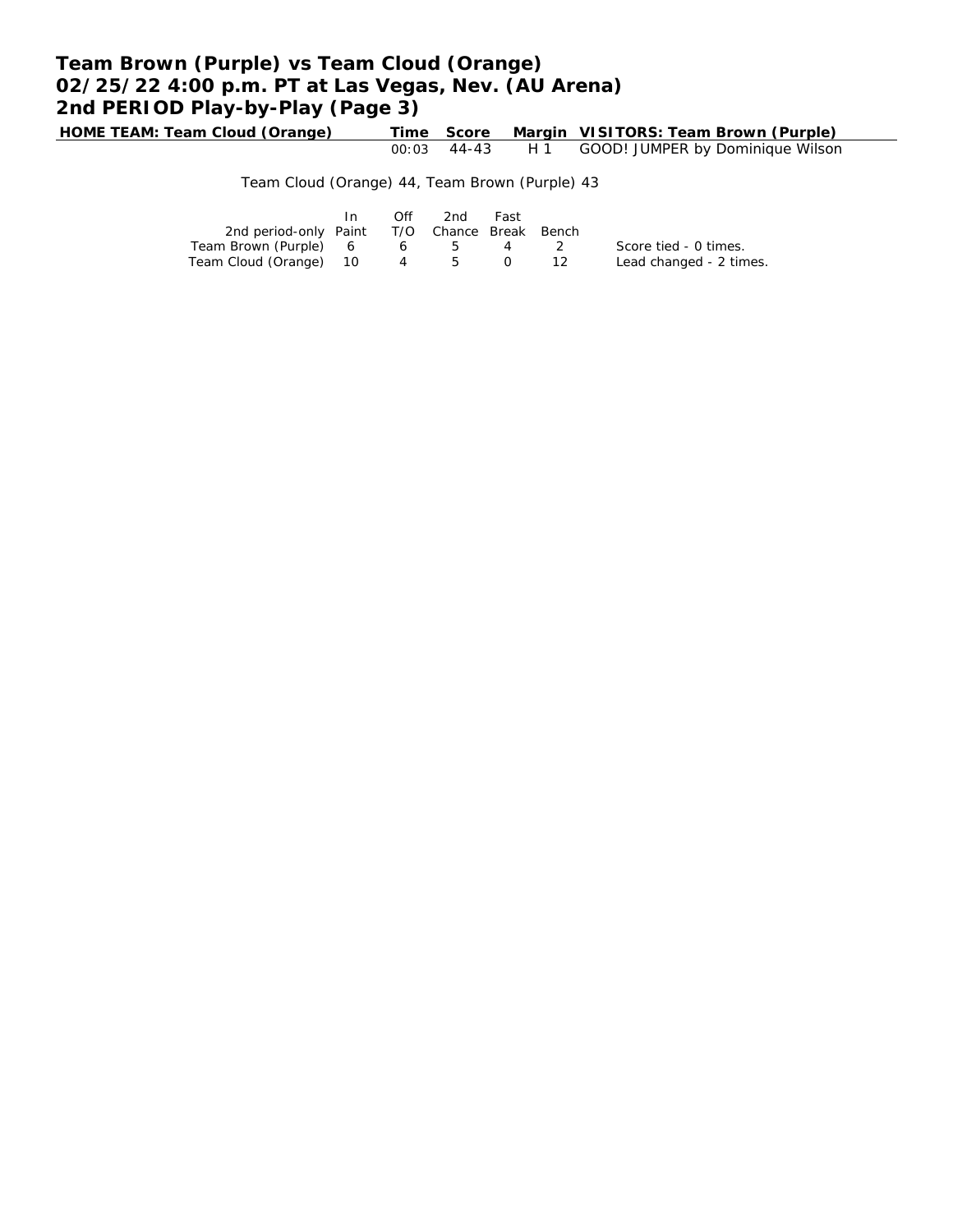# Team Brown (Purple) vs Team Cloud (Orange)
## 02/25/22 4:00 p.m. PT at Las Vegas, Nev. (AU Arena)
## 2nd PERIOD Play-by-Play (Page 3)

| HOME TEAM: Team Cloud (Orange) | Time | Score | Margin | VISITORS: Team Brown (Purple) |
|---|---|---|---|---|
| | 00:03 | 44-43 | H 1 | GOOD! JUMPER by Dominique Wilson |

Team Cloud (Orange) 44, Team Brown (Purple) 43

| 2nd period-only | In Paint | Off T/O | 2nd Chance | Fast Break | Bench |
|---|---|---|---|---|---|
| Team Brown (Purple) | 6 | 6 | 5 | 4 | 2 |
| Team Cloud (Orange) | 10 | 4 | 5 | 0 | 12 |

Score tied - 0 times.
Lead changed - 2 times.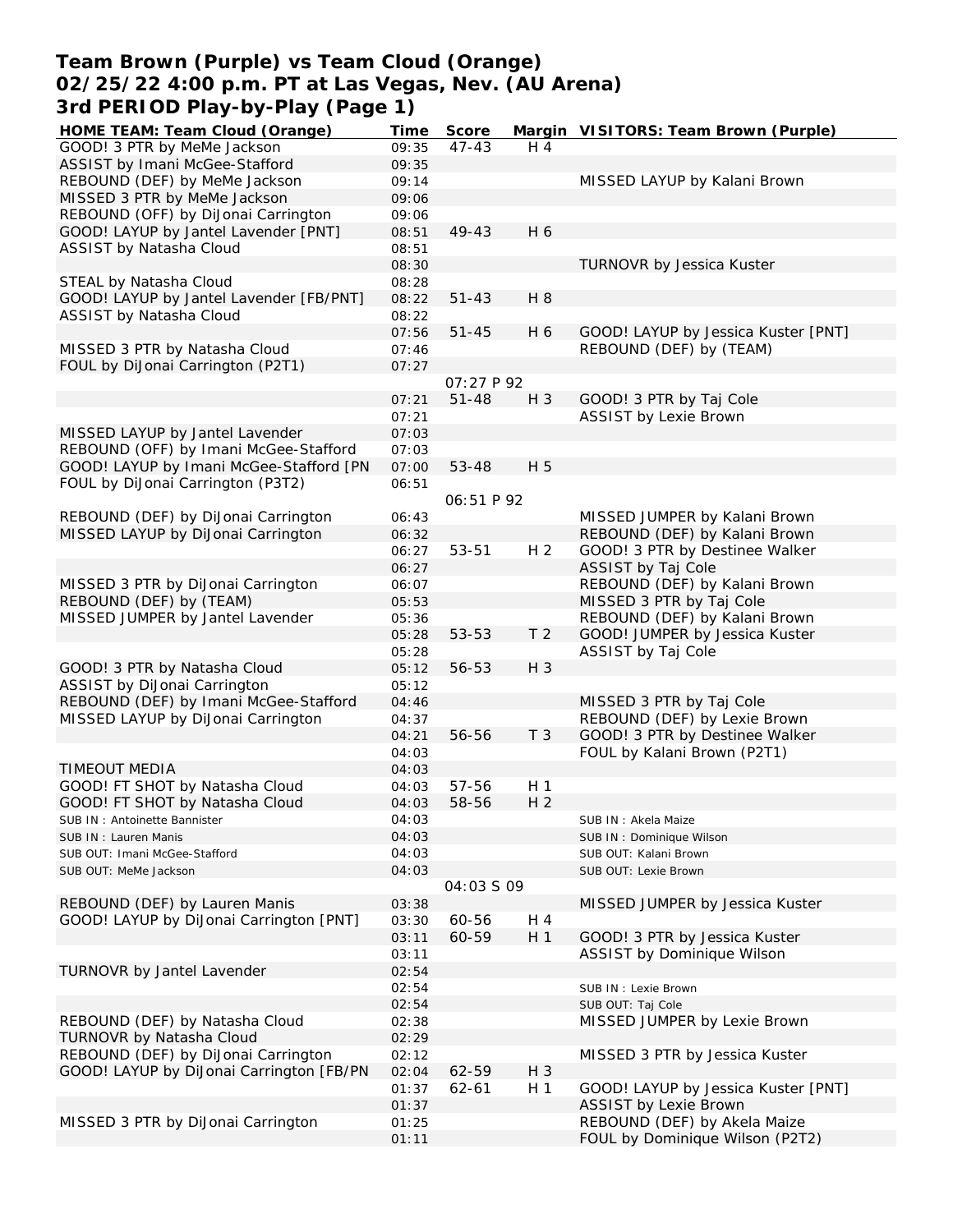# Team Brown (Purple) vs Team Cloud (Orange)
## 02/25/22 4:00 p.m. PT at Las Vegas, Nev. (AU Arena)
## 3rd PERIOD Play-by-Play (Page 1)

| HOME TEAM: Team Cloud (Orange) | Time | Score | Margin | VISITORS: Team Brown (Purple) |
|---|---|---|---|---|
| GOOD! 3 PTR by MeMe Jackson | 09:35 | 47-43 | H 4 | |
| ASSIST by Imani McGee-Stafford | 09:35 | | | |
| REBOUND (DEF) by MeMe Jackson | 09:14 | | | MISSED LAYUP by Kalani Brown |
| MISSED 3 PTR by MeMe Jackson | 09:06 | | | |
| REBOUND (OFF) by DiJonai Carrington | 09:06 | | | |
| GOOD! LAYUP by Jantel Lavender [PNT] | 08:51 | 49-43 | H 6 | |
| ASSIST by Natasha Cloud | 08:51 | | | |
| | 08:30 | | | TURNOVR by Jessica Kuster |
| STEAL by Natasha Cloud | 08:28 | | | |
| GOOD! LAYUP by Jantel Lavender [FB/PNT] | 08:22 | 51-43 | H 8 | |
| ASSIST by Natasha Cloud | 08:22 | | | |
| | 07:56 | 51-45 | H 6 | GOOD! LAYUP by Jessica Kuster [PNT] |
| MISSED 3 PTR by Natasha Cloud | 07:46 | | | REBOUND (DEF) by (TEAM) |
| FOUL by DiJonai Carrington (P2T1) | 07:27 | | | |
| | | 07:27 P 92 | | |
| | 07:21 | 51-48 | H 3 | GOOD! 3 PTR by Taj Cole |
| | 07:21 | | | ASSIST by Lexie Brown |
| MISSED LAYUP by Jantel Lavender | 07:03 | | | |
| REBOUND (OFF) by Imani McGee-Stafford | 07:03 | | | |
| GOOD! LAYUP by Imani McGee-Stafford [PN | 07:00 | 53-48 | H 5 | |
| FOUL by DiJonai Carrington (P3T2) | 06:51 | | | |
| | | 06:51 P 92 | | |
| REBOUND (DEF) by DiJonai Carrington | 06:43 | | | MISSED JUMPER by Kalani Brown |
| MISSED LAYUP by DiJonai Carrington | 06:32 | | | REBOUND (DEF) by Kalani Brown |
| | 06:27 | 53-51 | H 2 | GOOD! 3 PTR by Destinee Walker |
| | 06:27 | | | ASSIST by Taj Cole |
| MISSED 3 PTR by DiJonai Carrington | 06:07 | | | REBOUND (DEF) by Kalani Brown |
| REBOUND (DEF) by (TEAM) | 05:53 | | | MISSED 3 PTR by Taj Cole |
| MISSED JUMPER by Jantel Lavender | 05:36 | | | REBOUND (DEF) by Kalani Brown |
| | 05:28 | 53-53 | T 2 | GOOD! JUMPER by Jessica Kuster |
| | 05:28 | | | ASSIST by Taj Cole |
| GOOD! 3 PTR by Natasha Cloud | 05:12 | 56-53 | H 3 | |
| ASSIST by DiJonai Carrington | 05:12 | | | |
| REBOUND (DEF) by Imani McGee-Stafford | 04:46 | | | MISSED 3 PTR by Taj Cole |
| MISSED LAYUP by DiJonai Carrington | 04:37 | | | REBOUND (DEF) by Lexie Brown |
| | 04:21 | 56-56 | T 3 | GOOD! 3 PTR by Destinee Walker |
| | 04:03 | | | FOUL by Kalani Brown (P2T1) |
| TIMEOUT MEDIA | 04:03 | | | |
| GOOD! FT SHOT by Natasha Cloud | 04:03 | 57-56 | H 1 | |
| GOOD! FT SHOT by Natasha Cloud | 04:03 | 58-56 | H 2 | |
| SUB IN : Antoinette Bannister | 04:03 | | | SUB IN : Akela Maize |
| SUB IN : Lauren Manis | 04:03 | | | SUB IN : Dominique Wilson |
| SUB OUT: Imani McGee-Stafford | 04:03 | | | SUB OUT: Kalani Brown |
| SUB OUT: MeMe Jackson | 04:03 | | | SUB OUT: Lexie Brown |
| | | 04:03 S 09 | | |
| REBOUND (DEF) by Lauren Manis | 03:38 | | | MISSED JUMPER by Jessica Kuster |
| GOOD! LAYUP by DiJonai Carrington [PNT] | 03:30 | 60-56 | H 4 | |
| | 03:11 | 60-59 | H 1 | GOOD! 3 PTR by Jessica Kuster |
| | 03:11 | | | ASSIST by Dominique Wilson |
| TURNOVR by Jantel Lavender | 02:54 | | | |
| | 02:54 | | | SUB IN : Lexie Brown |
| | 02:54 | | | SUB OUT: Taj Cole |
| REBOUND (DEF) by Natasha Cloud | 02:38 | | | MISSED JUMPER by Lexie Brown |
| TURNOVR by Natasha Cloud | 02:29 | | | |
| REBOUND (DEF) by DiJonai Carrington | 02:12 | | | MISSED 3 PTR by Jessica Kuster |
| GOOD! LAYUP by DiJonai Carrington [FB/PN | 02:04 | 62-59 | H 3 | |
| | 01:37 | 62-61 | H 1 | GOOD! LAYUP by Jessica Kuster [PNT] |
| | 01:37 | | | ASSIST by Lexie Brown |
| MISSED 3 PTR by DiJonai Carrington | 01:25 | | | REBOUND (DEF) by Akela Maize |
| | 01:11 | | | FOUL by Dominique Wilson (P2T2) |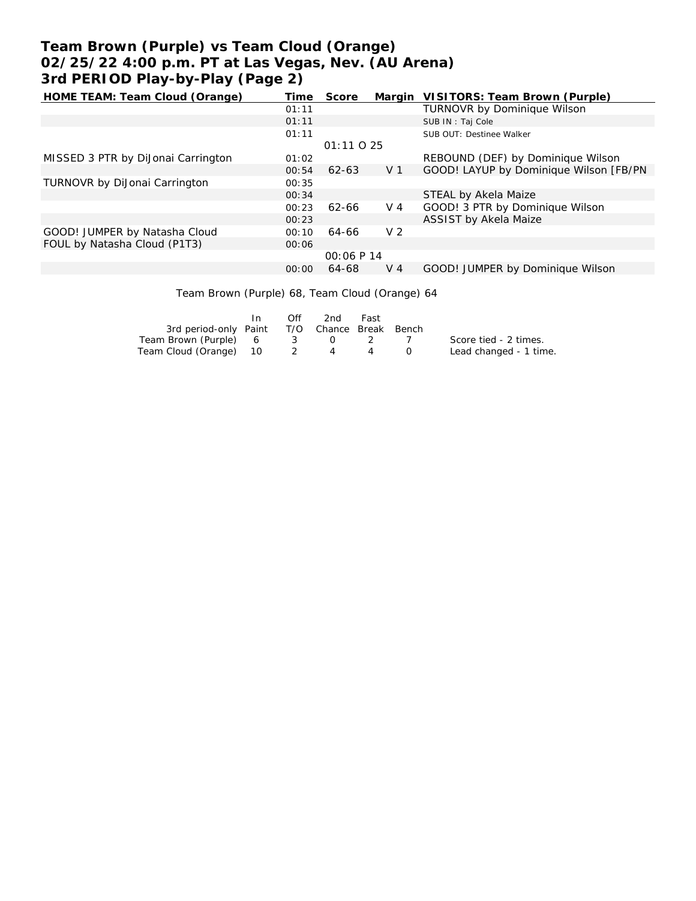# Team Brown (Purple) vs Team Cloud (Orange)
## 02/25/22 4:00 p.m. PT at Las Vegas, Nev. (AU Arena)
## 3rd PERIOD Play-by-Play (Page 2)

| HOME TEAM: Team Cloud (Orange) | Time | Score | Margin | VISITORS: Team Brown (Purple) |
|---|---|---|---|---|
| | 01:11 | | | TURNOVR by Dominique Wilson |
| | 01:11 | | | SUB IN : Taj Cole |
| | 01:11 | | | SUB OUT: Destinee Walker |
| | | 01:11 O 25 | | |
| MISSED 3 PTR by DiJonai Carrington | 01:02 | | | REBOUND (DEF) by Dominique Wilson |
| | 00:54 | 62-63 | V 1 | GOOD! LAYUP by Dominique Wilson [FB/PN |
| TURNOVR by DiJonai Carrington | 00:35 | | | |
| | 00:34 | | | STEAL by Akela Maize |
| | 00:23 | 62-66 | V 4 | GOOD! 3 PTR by Dominique Wilson |
| | 00:23 | | | ASSIST by Akela Maize |
| GOOD! JUMPER by Natasha Cloud | 00:10 | 64-66 | V 2 | |
| FOUL by Natasha Cloud (P1T3) | 00:06 | | | |
| | | 00:06 P 14 | | |
| | 00:00 | 64-68 | V 4 | GOOD! JUMPER by Dominique Wilson |

Team Brown (Purple) 68, Team Cloud (Orange) 64

| 3rd period-only | In Paint | Off T/O | 2nd Chance | Fast Break | Bench |
|---|---|---|---|---|---|
| Team Brown (Purple) | 6 | 3 | 0 | 2 | 7 |
| Team Cloud (Orange) | 10 | 2 | 4 | 4 | 0 |

Score tied - 2 times.
Lead changed - 1 time.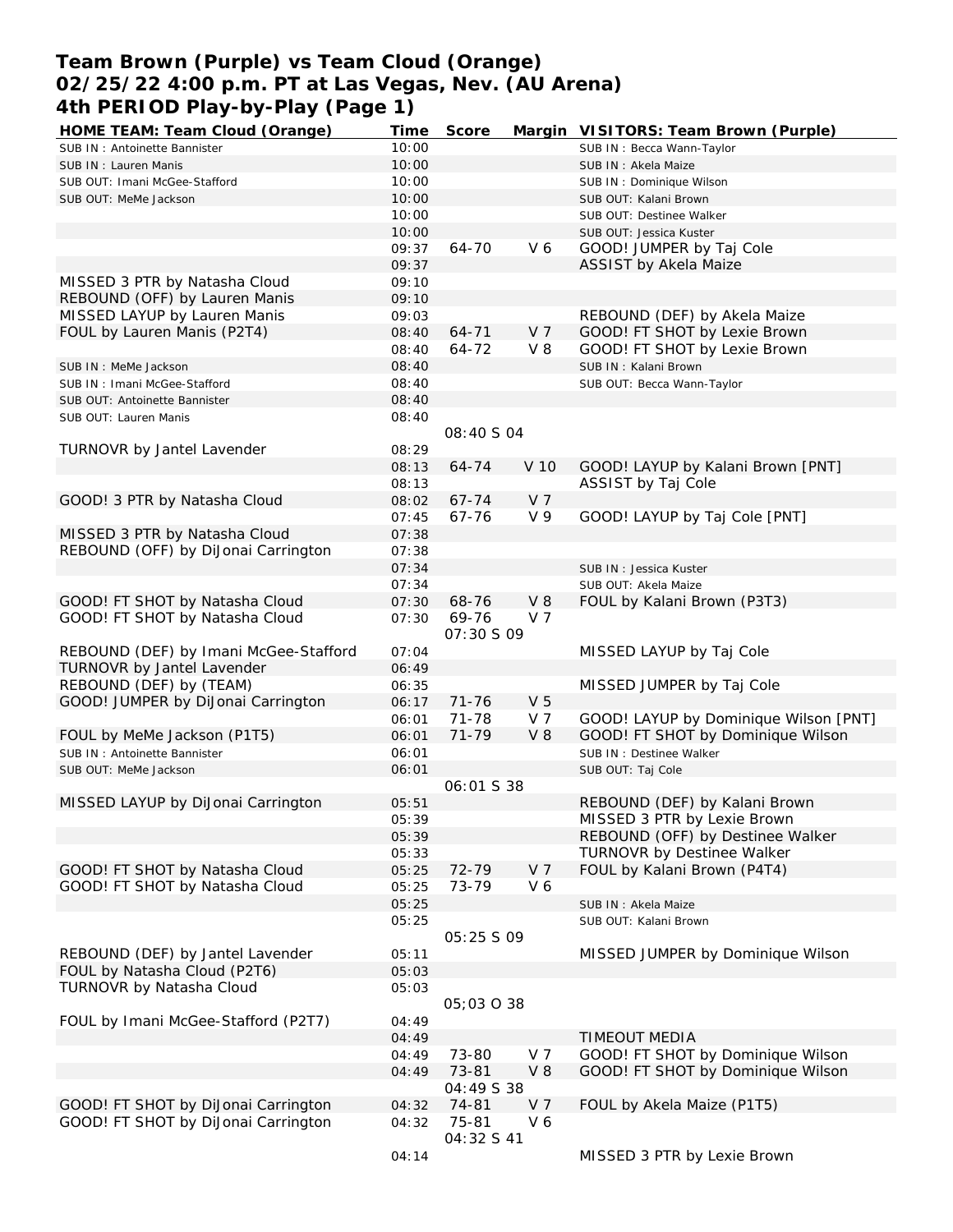# Team Brown (Purple) vs Team Cloud (Orange)
## 02/25/22 4:00 p.m. PT at Las Vegas, Nev. (AU Arena)
## 4th PERIOD Play-by-Play (Page 1)

| HOME TEAM: Team Cloud (Orange) | Time | Score | Margin | VISITORS: Team Brown (Purple) |
|---|---|---|---|---|
| SUB IN : Antoinette Bannister | 10:00 | | | SUB IN : Becca Wann-Taylor |
| SUB IN : Lauren Manis | 10:00 | | | SUB IN : Akela Maize |
| SUB OUT: Imani McGee-Stafford | 10:00 | | | SUB IN : Dominique Wilson |
| SUB OUT: MeMe Jackson | 10:00 | | | SUB OUT: Kalani Brown |
| | 10:00 | | | SUB OUT: Destinee Walker |
| | 10:00 | | | SUB OUT: Jessica Kuster |
| | 09:37 | 64-70 | V 6 | GOOD! JUMPER by Taj Cole |
| | 09:37 | | | ASSIST by Akela Maize |
| MISSED 3 PTR by Natasha Cloud | 09:10 | | | |
| REBOUND (OFF) by Lauren Manis | 09:10 | | | |
| MISSED LAYUP by Lauren Manis | 09:03 | | | REBOUND (DEF) by Akela Maize |
| FOUL by Lauren Manis (P2T4) | 08:40 | 64-71 | V 7 | GOOD! FT SHOT by Lexie Brown |
| | 08:40 | 64-72 | V 8 | GOOD! FT SHOT by Lexie Brown |
| SUB IN : MeMe Jackson | 08:40 | | | SUB IN : Kalani Brown |
| SUB IN : Imani McGee-Stafford | 08:40 | | | SUB OUT: Becca Wann-Taylor |
| SUB OUT: Antoinette Bannister | 08:40 | | | |
| SUB OUT: Lauren Manis | 08:40 | | | |
| | | 08:40 S 04 | | |
| TURNOVR by Jantel Lavender | 08:29 | | | |
| | 08:13 | 64-74 | V 10 | GOOD! LAYUP by Kalani Brown [PNT] |
| | 08:13 | | | ASSIST by Taj Cole |
| GOOD! 3 PTR by Natasha Cloud | 08:02 | 67-74 | V 7 | |
| | 07:45 | 67-76 | V 9 | GOOD! LAYUP by Taj Cole [PNT] |
| MISSED 3 PTR by Natasha Cloud | 07:38 | | | |
| REBOUND (OFF) by DiJonai Carrington | 07:38 | | | |
| | 07:34 | | | SUB IN : Jessica Kuster |
| | 07:34 | | | SUB OUT: Akela Maize |
| GOOD! FT SHOT by Natasha Cloud | 07:30 | 68-76 | V 8 | FOUL by Kalani Brown (P3T3) |
| GOOD! FT SHOT by Natasha Cloud | 07:30 | 69-76 | V 7 | |
| | | 07:30 S 09 | | |
| REBOUND (DEF) by Imani McGee-Stafford | 07:04 | | | MISSED LAYUP by Taj Cole |
| TURNOVR by Jantel Lavender | 06:49 | | | |
| REBOUND (DEF) by (TEAM) | 06:35 | | | MISSED JUMPER by Taj Cole |
| GOOD! JUMPER by DiJonai Carrington | 06:17 | 71-76 | V 5 | |
| | 06:01 | 71-78 | V 7 | GOOD! LAYUP by Dominique Wilson [PNT] |
| FOUL by MeMe Jackson (P1T5) | 06:01 | 71-79 | V 8 | GOOD! FT SHOT by Dominique Wilson |
| SUB IN : Antoinette Bannister | 06:01 | | | SUB IN : Destinee Walker |
| SUB OUT: MeMe Jackson | 06:01 | | | SUB OUT: Taj Cole |
| | | 06:01 S 38 | | |
| MISSED LAYUP by DiJonai Carrington | 05:51 | | | REBOUND (DEF) by Kalani Brown |
| | 05:39 | | | MISSED 3 PTR by Lexie Brown |
| | 05:39 | | | REBOUND (OFF) by Destinee Walker |
| | 05:33 | | | TURNOVR by Destinee Walker |
| GOOD! FT SHOT by Natasha Cloud | 05:25 | 72-79 | V 7 | FOUL by Kalani Brown (P4T4) |
| GOOD! FT SHOT by Natasha Cloud | 05:25 | 73-79 | V 6 | |
| | 05:25 | | | SUB IN : Akela Maize |
| | 05:25 | | | SUB OUT: Kalani Brown |
| | | 05:25 S 09 | | |
| REBOUND (DEF) by Jantel Lavender | 05:11 | | | MISSED JUMPER by Dominique Wilson |
| FOUL by Natasha Cloud (P2T6) | 05:03 | | | |
| TURNOVR by Natasha Cloud | 05:03 | | | |
| | | 05;03 O 38 | | |
| FOUL by Imani McGee-Stafford (P2T7) | 04:49 | | | |
| | 04:49 | | | TIMEOUT MEDIA |
| | 04:49 | 73-80 | V 7 | GOOD! FT SHOT by Dominique Wilson |
| | 04:49 | 73-81 | V 8 | GOOD! FT SHOT by Dominique Wilson |
| | | 04:49 S 38 | | |
| GOOD! FT SHOT by DiJonai Carrington | 04:32 | 74-81 | V 7 | FOUL by Akela Maize (P1T5) |
| GOOD! FT SHOT by DiJonai Carrington | 04:32 | 75-81 | V 6 | |
| | | 04:32 S 41 | | |
| | 04:14 | | | MISSED 3 PTR by Lexie Brown |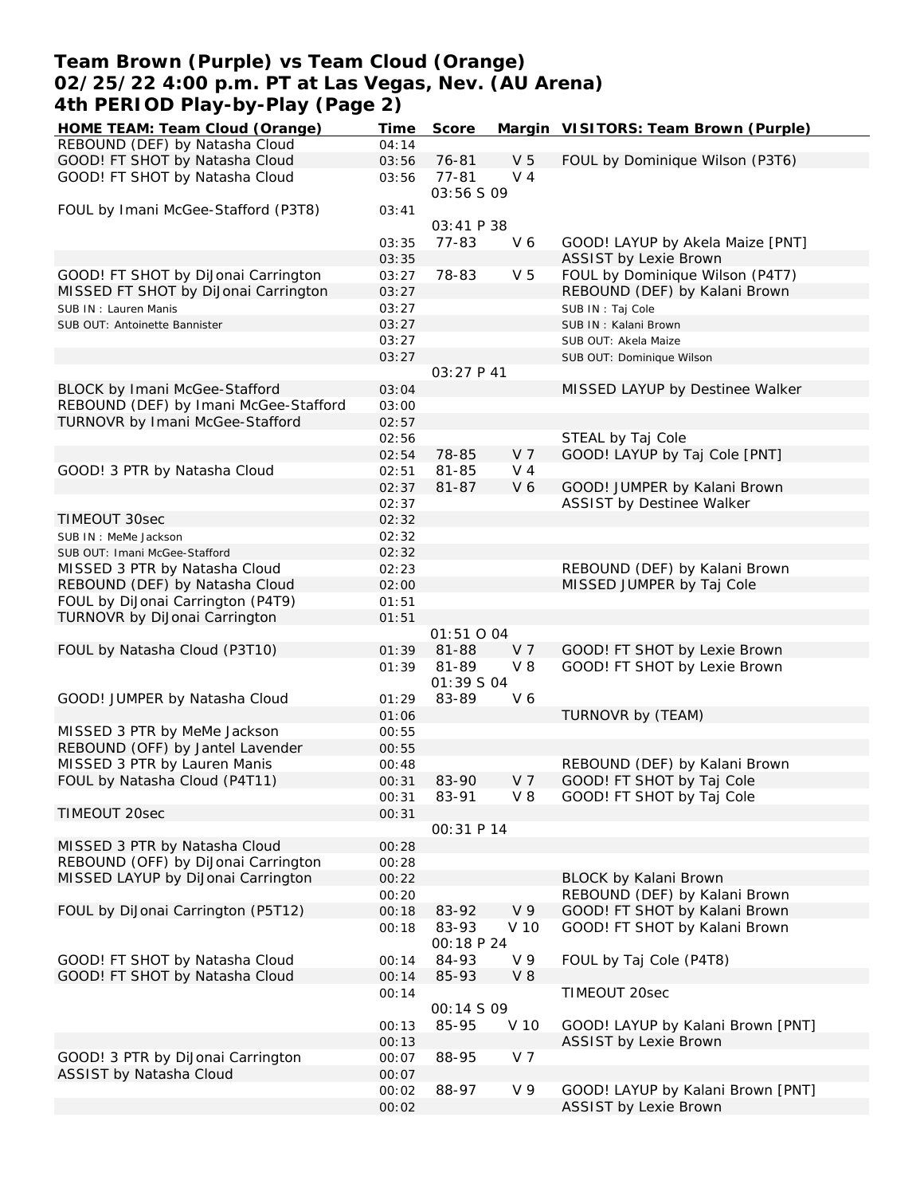# Team Brown (Purple) vs Team Cloud (Orange)
## 02/25/22 4:00 p.m. PT at Las Vegas, Nev. (AU Arena)
## 4th PERIOD Play-by-Play (Page 2)

| HOME TEAM: Team Cloud (Orange) | Time | Score | Margin | VISITORS: Team Brown (Purple) |
|---|---|---|---|---|
| REBOUND (DEF) by Natasha Cloud | 04:14 | | | |
| GOOD! FT SHOT by Natasha Cloud | 03:56 | 76-81 | V 5 | FOUL by Dominique Wilson (P3T6) |
| GOOD! FT SHOT by Natasha Cloud | 03:56 | 77-81 | V 4 | |
| | | 03:56 S 09 | | |
| FOUL by Imani McGee-Stafford (P3T8) | 03:41 | | | |
| | | 03:41 P 38 | | |
| | 03:35 | 77-83 | V 6 | GOOD! LAYUP by Akela Maize [PNT] |
| | 03:35 | | | ASSIST by Lexie Brown |
| GOOD! FT SHOT by DiJonai Carrington | 03:27 | 78-83 | V 5 | FOUL by Dominique Wilson (P4T7) |
| MISSED FT SHOT by DiJonai Carrington | 03:27 | | | REBOUND (DEF) by Kalani Brown |
| SUB IN : Lauren Manis | 03:27 | | | SUB IN : Taj Cole |
| SUB OUT: Antoinette Bannister | 03:27 | | | SUB IN : Kalani Brown |
| | 03:27 | | | SUB OUT: Akela Maize |
| | 03:27 | | | SUB OUT: Dominique Wilson |
| | | 03:27 P 41 | | |
| BLOCK by Imani McGee-Stafford | 03:04 | | | MISSED LAYUP by Destinee Walker |
| REBOUND (DEF) by Imani McGee-Stafford | 03:00 | | | |
| TURNOVR by Imani McGee-Stafford | 02:57 | | | |
| | 02:56 | | | STEAL by Taj Cole |
| | 02:54 | 78-85 | V 7 | GOOD! LAYUP by Taj Cole [PNT] |
| GOOD! 3 PTR by Natasha Cloud | 02:51 | 81-85 | V 4 | |
| | 02:37 | 81-87 | V 6 | GOOD! JUMPER by Kalani Brown |
| | 02:37 | | | ASSIST by Destinee Walker |
| TIMEOUT 30sec | 02:32 | | | |
| SUB IN : MeMe Jackson | 02:32 | | | |
| SUB OUT: Imani McGee-Stafford | 02:32 | | | |
| MISSED 3 PTR by Natasha Cloud | 02:23 | | | REBOUND (DEF) by Kalani Brown |
| REBOUND (DEF) by Natasha Cloud | 02:00 | | | MISSED JUMPER by Taj Cole |
| FOUL by DiJonai Carrington (P4T9) | 01:51 | | | |
| TURNOVR by DiJonai Carrington | 01:51 | | | |
| | | 01:51 O 04 | | |
| FOUL by Natasha Cloud (P3T10) | 01:39 | 81-88 | V 7 | GOOD! FT SHOT by Lexie Brown |
| | 01:39 | 81-89 | V 8 | GOOD! FT SHOT by Lexie Brown |
| | | 01:39 S 04 | | |
| GOOD! JUMPER by Natasha Cloud | 01:29 | 83-89 | V 6 | |
| | 01:06 | | | TURNOVR by (TEAM) |
| MISSED 3 PTR by MeMe Jackson | 00:55 | | | |
| REBOUND (OFF) by Jantel Lavender | 00:55 | | | |
| MISSED 3 PTR by Lauren Manis | 00:48 | | | REBOUND (DEF) by Kalani Brown |
| FOUL by Natasha Cloud (P4T11) | 00:31 | 83-90 | V 7 | GOOD! FT SHOT by Taj Cole |
| | 00:31 | 83-91 | V 8 | GOOD! FT SHOT by Taj Cole |
| TIMEOUT 20sec | 00:31 | | | |
| | | 00:31 P 14 | | |
| MISSED 3 PTR by Natasha Cloud | 00:28 | | | |
| REBOUND (OFF) by DiJonai Carrington | 00:28 | | | |
| MISSED LAYUP by DiJonai Carrington | 00:22 | | | BLOCK by Kalani Brown |
| | 00:20 | | | REBOUND (DEF) by Kalani Brown |
| FOUL by DiJonai Carrington (P5T12) | 00:18 | 83-92 | V 9 | GOOD! FT SHOT by Kalani Brown |
| | 00:18 | 83-93 | V 10 | GOOD! FT SHOT by Kalani Brown |
| | | 00:18 P 24 | | |
| GOOD! FT SHOT by Natasha Cloud | 00:14 | 84-93 | V 9 | FOUL by Taj Cole (P4T8) |
| GOOD! FT SHOT by Natasha Cloud | 00:14 | 85-93 | V 8 | |
| | 00:14 | | | TIMEOUT 20sec |
| | | 00:14 S 09 | | |
| | 00:13 | 85-95 | V 10 | GOOD! LAYUP by Kalani Brown [PNT] |
| | 00:13 | | | ASSIST by Lexie Brown |
| GOOD! 3 PTR by DiJonai Carrington | 00:07 | 88-95 | V 7 | |
| ASSIST by Natasha Cloud | 00:07 | | | |
| | 00:02 | 88-97 | V 9 | GOOD! LAYUP by Kalani Brown [PNT] |
| | 00:02 | | | ASSIST by Lexie Brown |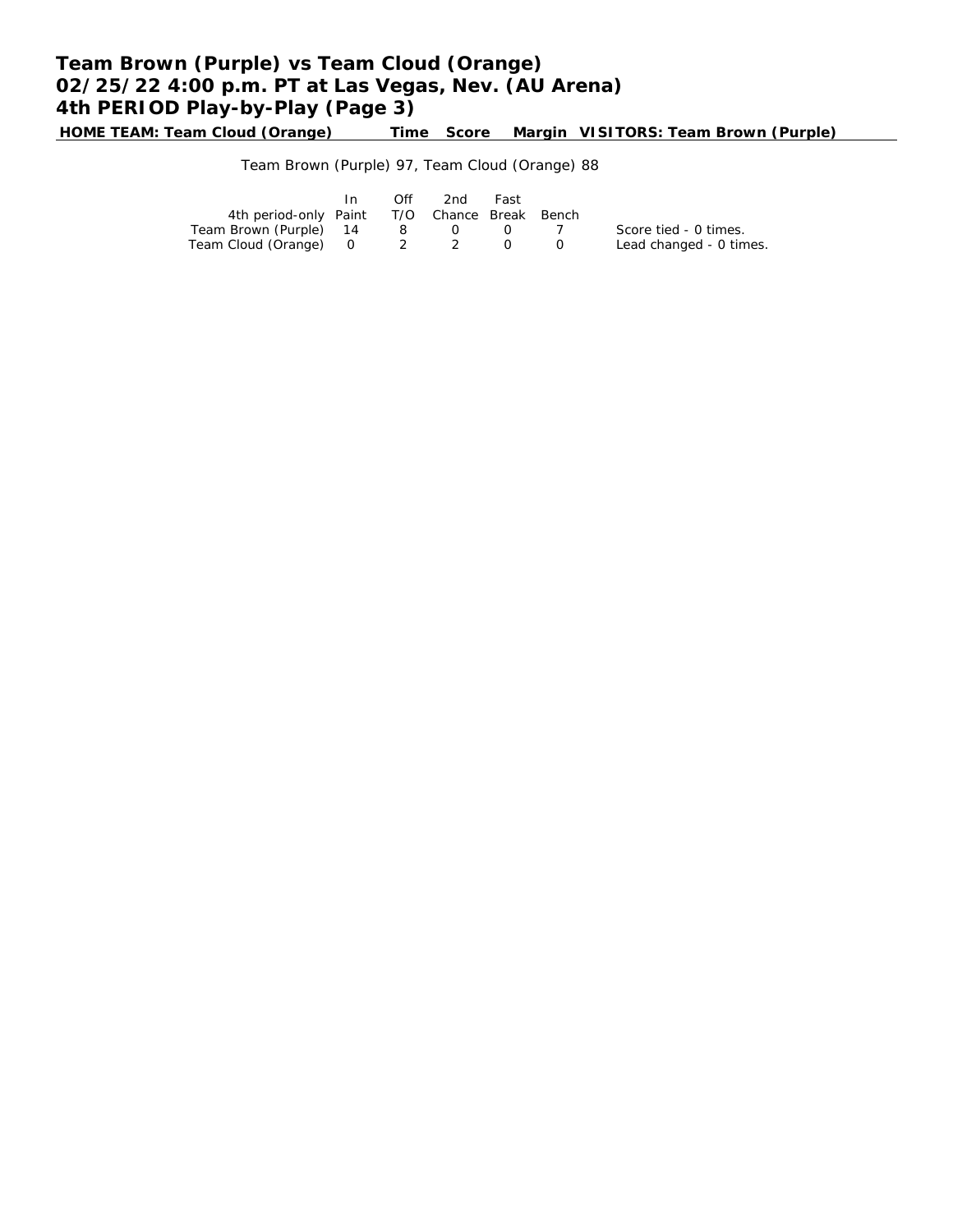# Team Brown (Purple) vs Team Cloud (Orange)
# 02/25/22 4:00 p.m. PT at Las Vegas, Nev. (AU Arena)
# 4th PERIOD Play-by-Play (Page 3)

| HOME TEAM: Team Cloud (Orange) | Time | Score | Margin | VISITORS: Team Brown (Purple) |
|---|---|---|---|---|

Team Brown (Purple) 97, Team Cloud (Orange) 88

| 4th period-only | In Paint | Off T/O | 2nd Chance | Fast Break | Bench |
|---|---|---|---|---|---|
| Team Brown (Purple) | 14 | 8 | 0 | 0 | 7 |
| Team Cloud (Orange) | 0 | 2 | 2 | 0 | 0 |

Score tied - 0 times.
Lead changed - 0 times.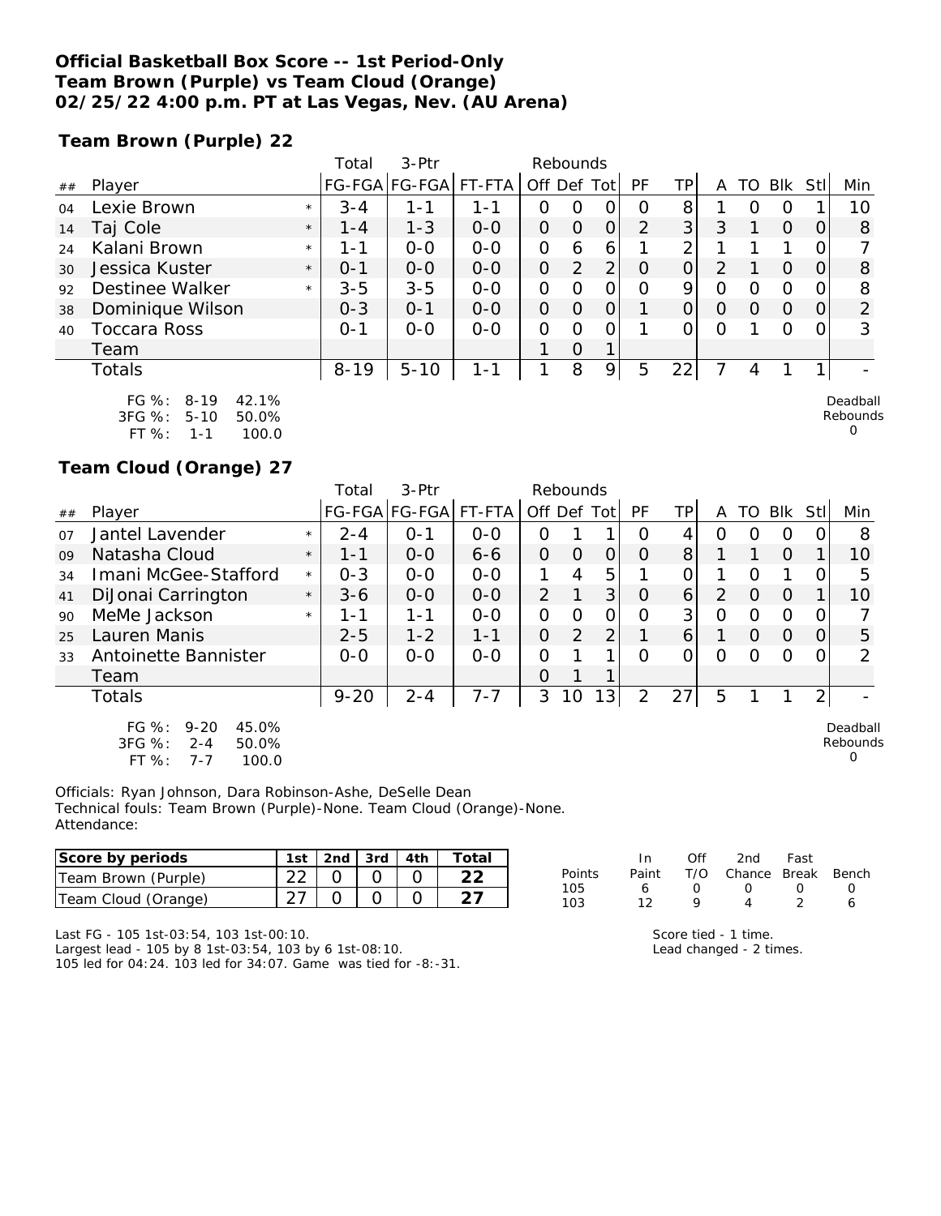**Official Basketball Box Score -- 1st Period-Only**
**Team Brown (Purple) vs Team Cloud (Orange)**
**02/25/22 4:00 p.m. PT at Las Vegas, Nev. (AU Arena)**

### Team Brown (Purple) 22

| ## | Player | | Total FG-FGA | 3-Ptr FG-FGA | FT-FTA | Rebounds Off | Def | Tot | PF | TP | A | TO | Blk | Stl | Min |
|---|---|---|---|---|---|---|---|---|---|---|---|---|---|---|---|
| 04 | Lexie Brown | * | 3-4 | 1-1 | 1-1 | 0 | 0 | 0 | 0 | 8 | 1 | 0 | 0 | 1 | 10 |
| 14 | Taj Cole | * | 1-4 | 1-3 | 0-0 | 0 | 0 | 0 | 2 | 3 | 3 | 1 | 0 | 0 | 8 |
| 24 | Kalani Brown | * | 1-1 | 0-0 | 0-0 | 0 | 6 | 6 | 1 | 2 | 1 | 1 | 1 | 0 | 7 |
| 30 | Jessica Kuster | * | 0-1 | 0-0 | 0-0 | 0 | 2 | 2 | 0 | 0 | 2 | 1 | 0 | 0 | 8 |
| 92 | Destinee Walker | * | 3-5 | 3-5 | 0-0 | 0 | 0 | 0 | 0 | 9 | 0 | 0 | 0 | 0 | 8 |
| 38 | Dominique Wilson | | 0-3 | 0-1 | 0-0 | 0 | 0 | 0 | 1 | 0 | 0 | 0 | 0 | 0 | 2 |
| 40 | Toccara Ross | | 0-1 | 0-0 | 0-0 | 0 | 0 | 0 | 1 | 0 | 0 | 1 | 0 | 0 | 3 |
| | Team | | | | | 1 | 0 | 1 | | | | | | | |
| | Totals | | 8-19 | 5-10 | 1-1 | 1 | 8 | 9 | 5 | 22 | 7 | 4 | 1 | 1 | - |

FG %: 8-19 42.1%
3FG %: 5-10 50.0%
FT %: 1-1 100.0

Deadball Rebounds 0

### Team Cloud (Orange) 27

| ## | Player | | Total FG-FGA | 3-Ptr FG-FGA | FT-FTA | Rebounds Off | Def | Tot | PF | TP | A | TO | Blk | Stl | Min |
|---|---|---|---|---|---|---|---|---|---|---|---|---|---|---|---|
| 07 | Jantel Lavender | * | 2-4 | 0-1 | 0-0 | 0 | 1 | 1 | 0 | 4 | 0 | 0 | 0 | 0 | 8 |
| 09 | Natasha Cloud | * | 1-1 | 0-0 | 6-6 | 0 | 0 | 0 | 0 | 8 | 1 | 1 | 0 | 1 | 10 |
| 34 | Imani McGee-Stafford | * | 0-3 | 0-0 | 0-0 | 1 | 4 | 5 | 1 | 0 | 1 | 0 | 1 | 0 | 5 |
| 41 | DiJonai Carrington | * | 3-6 | 0-0 | 0-0 | 2 | 1 | 3 | 0 | 6 | 2 | 0 | 0 | 1 | 10 |
| 90 | MeMe Jackson | * | 1-1 | 1-1 | 0-0 | 0 | 0 | 0 | 0 | 3 | 0 | 0 | 0 | 0 | 7 |
| 25 | Lauren Manis | | 2-5 | 1-2 | 1-1 | 0 | 2 | 2 | 1 | 6 | 1 | 0 | 0 | 0 | 5 |
| 33 | Antoinette Bannister | | 0-0 | 0-0 | 0-0 | 0 | 1 | 1 | 0 | 0 | 0 | 0 | 0 | 0 | 2 |
| | Team | | | | | 0 | 1 | 1 | | | | | | | |
| | Totals | | 9-20 | 2-4 | 7-7 | 3 | 10 | 13 | 2 | 27 | 5 | 1 | 1 | 2 | - |

FG %: 9-20 45.0%
3FG %: 2-4 50.0%
FT %: 7-7 100.0

Deadball Rebounds 0

Officials: Ryan Johnson, Dara Robinson-Ashe, DeSelle Dean
Technical fouls: Team Brown (Purple)-None. Team Cloud (Orange)-None.
Attendance:

| Score by periods | 1st | 2nd | 3rd | 4th | Total |
|---|---|---|---|---|---|
| Team Brown (Purple) | 22 | 0 | 0 | 0 | 22 |
| Team Cloud (Orange) | 27 | 0 | 0 | 0 | 27 |

| Points | In Paint | Off T/O | 2nd Chance | Fast Break | Bench |
|---|---|---|---|---|---|
| 105 | 6 | 0 | 0 | 0 | 0 |
| 103 | 12 | 9 | 4 | 2 | 6 |

Last FG - 105 1st-03:54, 103 1st-00:10.
Largest lead - 105 by 8 1st-03:54, 103 by 6 1st-08:10.
105 led for 04:24. 103 led for 34:07. Game was tied for -8:-31.

Score tied - 1 time.
Lead changed - 2 times.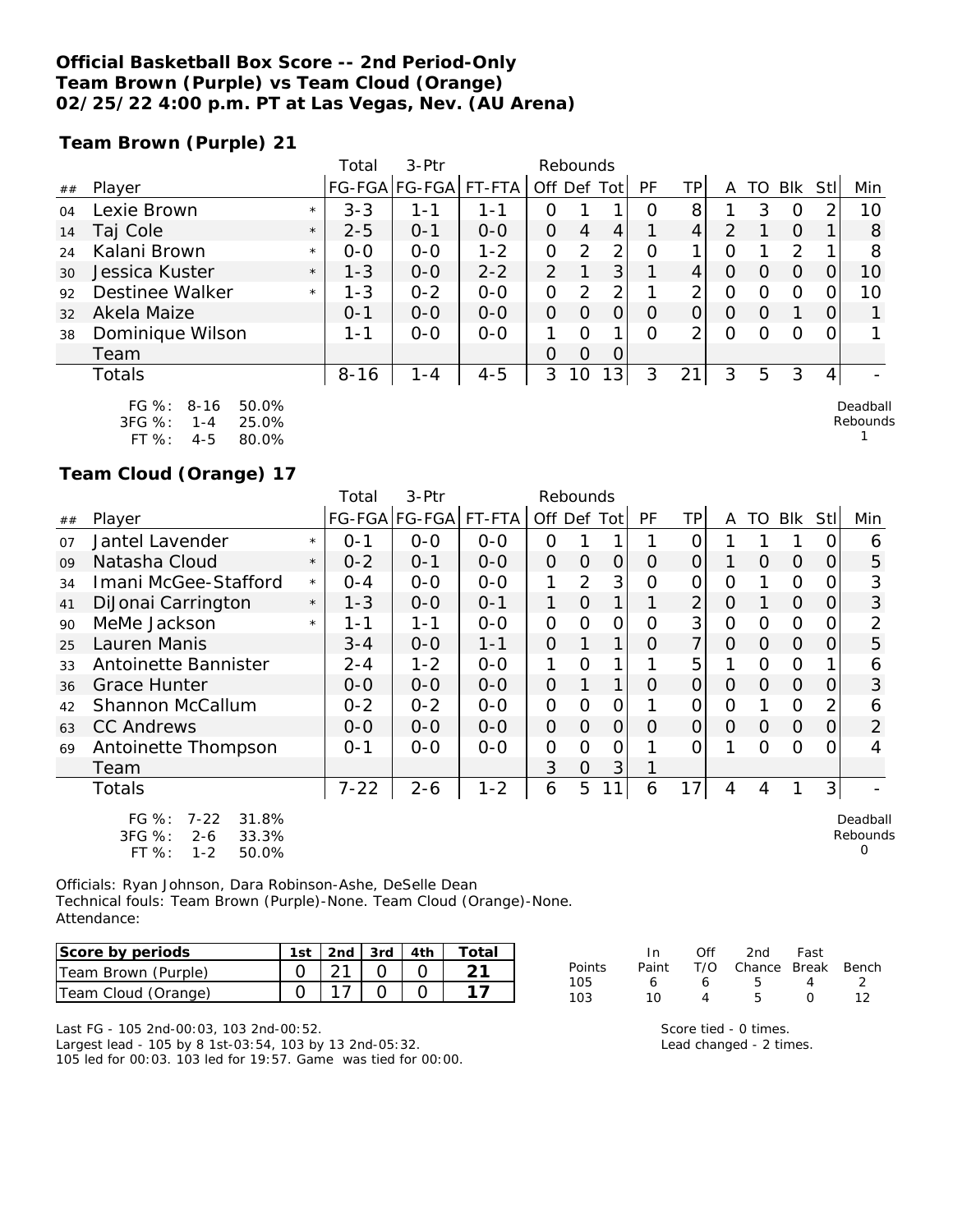**Official Basketball Box Score -- 2nd Period-Only**
**Team Brown (Purple) vs Team Cloud (Orange)**
**02/25/22 4:00 p.m. PT at Las Vegas, Nev. (AU Arena)**

**Team Brown (Purple) 21**

| ## | Player | | Total FG-FGA | 3-Ptr FG-FGA | FT-FTA | Off | Def | Tot | PF | TP | A | TO | Blk | Stl | Min |
|---|---|---|---|---|---|---|---|---|---|---|---|---|---|---|---|
| 04 | Lexie Brown | * | 3-3 | 1-1 | 1-1 | 0 | 1 | 1 | 0 | 8 | 1 | 3 | 0 | 2 | 10 |
| 14 | Taj Cole | * | 2-5 | 0-1 | 0-0 | 0 | 4 | 4 | 1 | 4 | 2 | 1 | 0 | 1 | 8 |
| 24 | Kalani Brown | * | 0-0 | 0-0 | 1-2 | 0 | 2 | 2 | 0 | 1 | 0 | 1 | 2 | 1 | 8 |
| 30 | Jessica Kuster | * | 1-3 | 0-0 | 2-2 | 2 | 1 | 3 | 1 | 4 | 0 | 0 | 0 | 0 | 10 |
| 92 | Destinee Walker | * | 1-3 | 0-2 | 0-0 | 0 | 2 | 2 | 1 | 2 | 0 | 0 | 0 | 0 | 10 |
| 32 | Akela Maize | | 0-1 | 0-0 | 0-0 | 0 | 0 | 0 | 0 | 0 | 0 | 0 | 1 | 0 | 1 |
| 38 | Dominique Wilson | | 1-1 | 0-0 | 0-0 | 1 | 0 | 1 | 0 | 2 | 0 | 0 | 0 | 0 | 1 |
| | Team | | | | | 0 | 0 | 0 | | | | | | | |
| | Totals | | 8-16 | 1-4 | 4-5 | 3 | 10 | 13 | 3 | 21 | 3 | 5 | 3 | 4 | - |

FG %: 8-16 50.0%
3FG %: 1-4 25.0%
FT %: 4-5 80.0%

Deadball Rebounds 1

**Team Cloud (Orange) 17**

| ## | Player | | Total FG-FGA | 3-Ptr FG-FGA | FT-FTA | Off | Def | Tot | PF | TP | A | TO | Blk | Stl | Min |
|---|---|---|---|---|---|---|---|---|---|---|---|---|---|---|---|
| 07 | Jantel Lavender | * | 0-1 | 0-0 | 0-0 | 0 | 1 | 1 | 1 | 0 | 1 | 1 | 1 | 0 | 6 |
| 09 | Natasha Cloud | * | 0-2 | 0-1 | 0-0 | 0 | 0 | 0 | 0 | 0 | 1 | 0 | 0 | 0 | 5 |
| 34 | Imani McGee-Stafford | * | 0-4 | 0-0 | 0-0 | 1 | 2 | 3 | 0 | 0 | 0 | 1 | 0 | 0 | 3 |
| 41 | DiJonai Carrington | * | 1-3 | 0-0 | 0-1 | 1 | 0 | 1 | 1 | 2 | 0 | 1 | 0 | 0 | 3 |
| 90 | MeMe Jackson | * | 1-1 | 1-1 | 0-0 | 0 | 0 | 0 | 0 | 3 | 0 | 0 | 0 | 0 | 2 |
| 25 | Lauren Manis | | 3-4 | 0-0 | 1-1 | 0 | 1 | 1 | 0 | 7 | 0 | 0 | 0 | 0 | 5 |
| 33 | Antoinette Bannister | | 2-4 | 1-2 | 0-0 | 1 | 0 | 1 | 1 | 5 | 1 | 0 | 0 | 1 | 6 |
| 36 | Grace Hunter | | 0-0 | 0-0 | 0-0 | 0 | 1 | 1 | 0 | 0 | 0 | 0 | 0 | 0 | 3 |
| 42 | Shannon McCallum | | 0-2 | 0-2 | 0-0 | 0 | 0 | 0 | 1 | 0 | 0 | 1 | 0 | 2 | 6 |
| 63 | CC Andrews | | 0-0 | 0-0 | 0-0 | 0 | 0 | 0 | 0 | 0 | 0 | 0 | 0 | 0 | 2 |
| 69 | Antoinette Thompson | | 0-1 | 0-0 | 0-0 | 0 | 0 | 0 | 1 | 0 | 1 | 0 | 0 | 0 | 4 |
| | Team | | | | | 3 | 0 | 3 | 1 | | | | | | |
| | Totals | | 7-22 | 2-6 | 1-2 | 6 | 5 | 11 | 6 | 17 | 4 | 4 | 1 | 3 | - |

FG %: 7-22 31.8%
3FG %: 2-6 33.3%
FT %: 1-2 50.0%

Deadball Rebounds 0

Officials: Ryan Johnson, Dara Robinson-Ashe, DeSelle Dean
Technical fouls: Team Brown (Purple)-None. Team Cloud (Orange)-None.
Attendance:

| Score by periods | 1st | 2nd | 3rd | 4th | Total |
|---|---|---|---|---|---|
| Team Brown (Purple) | 0 | 21 | 0 | 0 | 21 |
| Team Cloud (Orange) | 0 | 17 | 0 | 0 | 17 |

| Points | In Paint | Off T/O | 2nd Chance | Fast Break | Bench |
|---|---|---|---|---|---|
| 105 | 6 | 6 | 5 | 4 | 2 |
| 103 | 10 | 4 | 5 | 0 | 12 |

Last FG - 105 2nd-00:03, 103 2nd-00:52.
Largest lead - 105 by 8 1st-03:54, 103 by 13 2nd-05:32.
105 led for 00:03. 103 led for 19:57. Game was tied for 00:00.

Score tied - 0 times.
Lead changed - 2 times.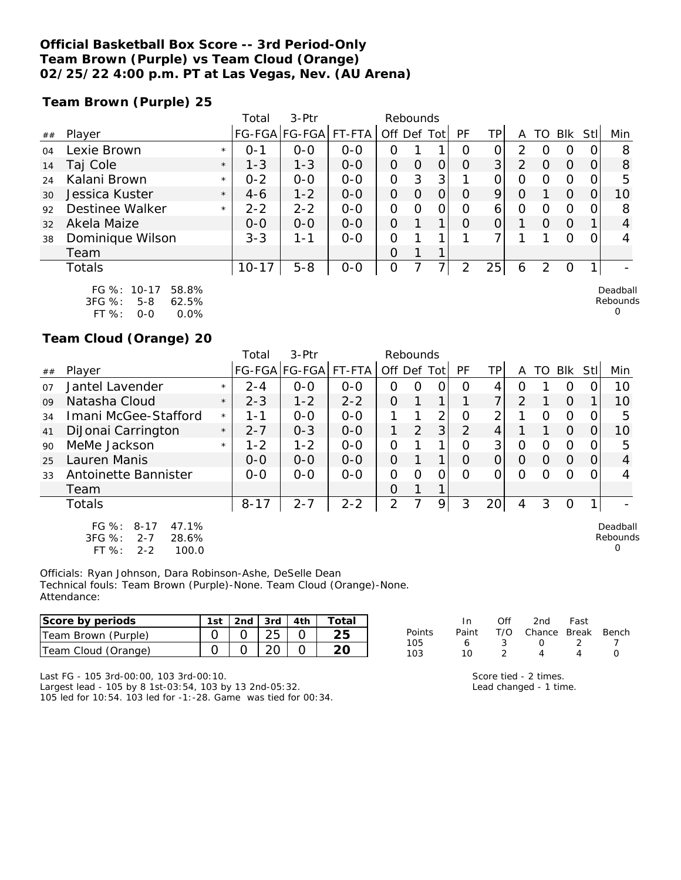# Official Basketball Box Score -- 3rd Period-Only
## Team Brown (Purple) vs Team Cloud (Orange)
## 02/25/22 4:00 p.m. PT at Las Vegas, Nev. (AU Arena)

### Team Brown (Purple) 25

| ## | Player | | Total FG-FGA | 3-Ptr FG-FGA | FT-FTA | Off | Def | Tot | PF | TP | A | TO | Blk | Stl | Min |
|---|---|---|---|---|---|---|---|---|---|---|---|---|---|---|---|
| 04 | Lexie Brown | * | 0-1 | 0-0 | 0-0 | 0 | 1 | 1 | 0 | 0 | 2 | 0 | 0 | 0 | 8 |
| 14 | Taj Cole | * | 1-3 | 1-3 | 0-0 | 0 | 0 | 0 | 0 | 3 | 2 | 0 | 0 | 0 | 8 |
| 24 | Kalani Brown | * | 0-2 | 0-0 | 0-0 | 0 | 3 | 3 | 1 | 0 | 0 | 0 | 0 | 0 | 5 |
| 30 | Jessica Kuster | * | 4-6 | 1-2 | 0-0 | 0 | 0 | 0 | 0 | 9 | 0 | 1 | 0 | 0 | 10 |
| 92 | Destinee Walker | * | 2-2 | 2-2 | 0-0 | 0 | 0 | 0 | 0 | 6 | 0 | 0 | 0 | 0 | 8 |
| 32 | Akela Maize | | 0-0 | 0-0 | 0-0 | 0 | 1 | 1 | 0 | 0 | 1 | 0 | 0 | 1 | 4 |
| 38 | Dominique Wilson | | 3-3 | 1-1 | 0-0 | 0 | 1 | 1 | 1 | 7 | 1 | 1 | 0 | 0 | 4 |
| | Team | | | | | 0 | 1 | 1 | | | | | | | |
| | Totals | | 10-17 | 5-8 | 0-0 | 0 | 7 | 7 | 2 | 25 | 6 | 2 | 0 | 1 | - |

FG %: 10-17 58.8%
3FG %: 5-8 62.5%
FT %: 0-0 0.0%

Deadball Rebounds 0

### Team Cloud (Orange) 20

| ## | Player | | Total FG-FGA | 3-Ptr FG-FGA | FT-FTA | Off | Def | Tot | PF | TP | A | TO | Blk | Stl | Min |
|---|---|---|---|---|---|---|---|---|---|---|---|---|---|---|---|
| 07 | Jantel Lavender | * | 2-4 | 0-0 | 0-0 | 0 | 0 | 0 | 0 | 4 | 0 | 1 | 0 | 0 | 10 |
| 09 | Natasha Cloud | * | 2-3 | 1-2 | 2-2 | 0 | 1 | 1 | 1 | 7 | 2 | 1 | 0 | 1 | 10 |
| 34 | Imani McGee-Stafford | * | 1-1 | 0-0 | 0-0 | 1 | 1 | 2 | 0 | 2 | 1 | 0 | 0 | 0 | 5 |
| 41 | DiJonai Carrington | * | 2-7 | 0-3 | 0-0 | 1 | 2 | 3 | 2 | 4 | 1 | 1 | 0 | 0 | 10 |
| 90 | MeMe Jackson | * | 1-2 | 1-2 | 0-0 | 0 | 1 | 1 | 0 | 3 | 0 | 0 | 0 | 0 | 5 |
| 25 | Lauren Manis | | 0-0 | 0-0 | 0-0 | 0 | 1 | 1 | 0 | 0 | 0 | 0 | 0 | 0 | 4 |
| 33 | Antoinette Bannister | | 0-0 | 0-0 | 0-0 | 0 | 0 | 0 | 0 | 0 | 0 | 0 | 0 | 0 | 4 |
| | Team | | | | | 0 | 1 | 1 | | | | | | | |
| | Totals | | 8-17 | 2-7 | 2-2 | 2 | 7 | 9 | 3 | 20 | 4 | 3 | 0 | 1 | - |

FG %: 8-17 47.1%
3FG %: 2-7 28.6%
FT %: 2-2 100.0

Deadball Rebounds 0

Officials: Ryan Johnson, Dara Robinson-Ashe, DeSelle Dean
Technical fouls: Team Brown (Purple)-None. Team Cloud (Orange)-None.
Attendance:

| Score by periods | 1st | 2nd | 3rd | 4th | Total |
|---|---|---|---|---|---|
| Team Brown (Purple) | 0 | 0 | 25 | 0 | 25 |
| Team Cloud (Orange) | 0 | 0 | 20 | 0 | 20 |

| Points | In Paint | Off T/O | 2nd Chance | Fast Break | Bench |
|---|---|---|---|---|---|
| 105 | 6 | 3 | 0 | 2 | 7 |
| 103 | 10 | 2 | 4 | 4 | 0 |

Last FG - 105 3rd-00:00, 103 3rd-00:10.
Largest lead - 105 by 8 1st-03:54, 103 by 13 2nd-05:32.
105 led for 10:54. 103 led for -1:-28. Game was tied for 00:34.

Score tied - 2 times.
Lead changed - 1 time.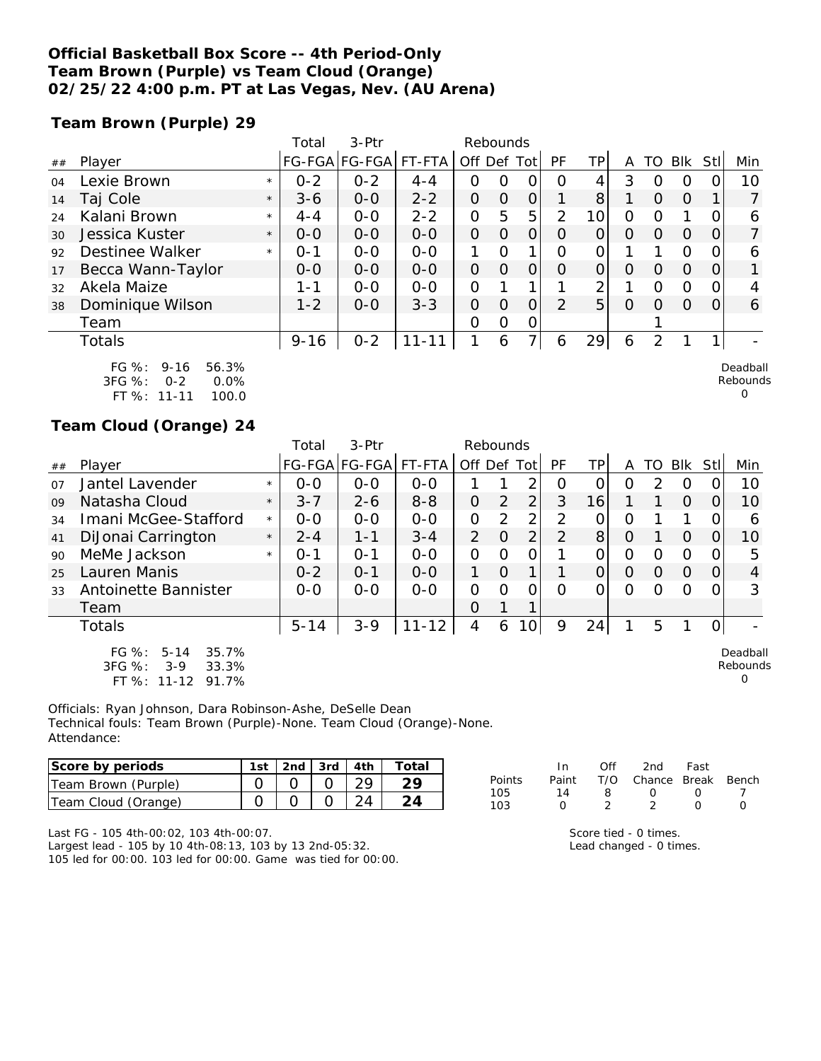**Official Basketball Box Score -- 4th Period-Only**
**Team Brown (Purple) vs Team Cloud (Orange)**
**02/25/22 4:00 p.m. PT at Las Vegas, Nev. (AU Arena)**

**Team Brown (Purple) 29**

| ## | Player | | Total FG-FGA | 3-Ptr FG-FGA | FT-FTA | Rebounds Off | Def | Tot | PF | TP | A | TO | Blk | Stl | Min |
|---|---|---|---|---|---|---|---|---|---|---|---|---|---|---|---|
| 04 | Lexie Brown | * | 0-2 | 0-2 | 4-4 | 0 | 0 | 0 | 0 | 4 | 3 | 0 | 0 | 0 | 10 |
| 14 | Taj Cole | * | 3-6 | 0-0 | 2-2 | 0 | 0 | 0 | 1 | 8 | 1 | 0 | 0 | 1 | 7 |
| 24 | Kalani Brown | * | 4-4 | 0-0 | 2-2 | 0 | 5 | 5 | 2 | 10 | 0 | 0 | 1 | 0 | 6 |
| 30 | Jessica Kuster | * | 0-0 | 0-0 | 0-0 | 0 | 0 | 0 | 0 | 0 | 0 | 0 | 0 | 0 | 7 |
| 92 | Destinee Walker | * | 0-1 | 0-0 | 0-0 | 1 | 0 | 1 | 0 | 0 | 1 | 1 | 0 | 0 | 6 |
| 17 | Becca Wann-Taylor | | 0-0 | 0-0 | 0-0 | 0 | 0 | 0 | 0 | 0 | 0 | 0 | 0 | 0 | 1 |
| 32 | Akela Maize | | 1-1 | 0-0 | 0-0 | 0 | 1 | 1 | 1 | 2 | 1 | 0 | 0 | 0 | 4 |
| 38 | Dominique Wilson | | 1-2 | 0-0 | 3-3 | 0 | 0 | 0 | 2 | 5 | 0 | 0 | 0 | 0 | 6 |
| | Team | | | | | 0 | 0 | 0 | | | | 1 | | | |
| | Totals | | 9-16 | 0-2 | 11-11 | 1 | 6 | 7 | 6 | 29 | 6 | 2 | 1 | 1 | - |

FG %: 9-16 56.3%
3FG %: 0-2 0.0%
FT %: 11-11 100.0

Deadball Rebounds 0

**Team Cloud (Orange) 24**

| ## | Player | | Total FG-FGA | 3-Ptr FG-FGA | FT-FTA | Rebounds Off | Def | Tot | PF | TP | A | TO | Blk | Stl | Min |
|---|---|---|---|---|---|---|---|---|---|---|---|---|---|---|---|
| 07 | Jantel Lavender | * | 0-0 | 0-0 | 0-0 | 1 | 1 | 2 | 0 | 0 | 0 | 2 | 0 | 0 | 10 |
| 09 | Natasha Cloud | * | 3-7 | 2-6 | 8-8 | 0 | 2 | 2 | 3 | 16 | 1 | 1 | 0 | 0 | 10 |
| 34 | Imani McGee-Stafford | * | 0-0 | 0-0 | 0-0 | 0 | 2 | 2 | 2 | 0 | 0 | 1 | 1 | 0 | 6 |
| 41 | DiJonai Carrington | * | 2-4 | 1-1 | 3-4 | 2 | 0 | 2 | 2 | 8 | 0 | 1 | 0 | 0 | 10 |
| 90 | MeMe Jackson | * | 0-1 | 0-1 | 0-0 | 0 | 0 | 0 | 1 | 0 | 0 | 0 | 0 | 0 | 5 |
| 25 | Lauren Manis | | 0-2 | 0-1 | 0-0 | 1 | 0 | 1 | 1 | 0 | 0 | 0 | 0 | 0 | 4 |
| 33 | Antoinette Bannister | | 0-0 | 0-0 | 0-0 | 0 | 0 | 0 | 0 | 0 | 0 | 0 | 0 | 0 | 3 |
| | Team | | | | | 0 | 1 | 1 | | | | | | | |
| | Totals | | 5-14 | 3-9 | 11-12 | 4 | 6 | 10 | 9 | 24 | 1 | 5 | 1 | 0 | - |

FG %: 5-14 35.7%
3FG %: 3-9 33.3%
FT %: 11-12 91.7%

Deadball Rebounds 0

Officials: Ryan Johnson, Dara Robinson-Ashe, DeSelle Dean
Technical fouls: Team Brown (Purple)-None. Team Cloud (Orange)-None.
Attendance:

| Score by periods | 1st | 2nd | 3rd | 4th | Total |
|---|---|---|---|---|---|
| Team Brown (Purple) | 0 | 0 | 0 | 29 | 29 |
| Team Cloud (Orange) | 0 | 0 | 0 | 24 | 24 |

| Points | In Paint | Off T/O | 2nd Chance | Fast Break | Bench |
|---|---|---|---|---|---|
| 105 | 14 | 8 | 0 | 0 | 7 |
| 103 | 0 | 2 | 2 | 0 | 0 |

Last FG - 105 4th-00:02, 103 4th-00:07.
Largest lead - 105 by 10 4th-08:13, 103 by 13 2nd-05:32.
105 led for 00:00. 103 led for 00:00. Game was tied for 00:00.

Score tied - 0 times.
Lead changed - 0 times.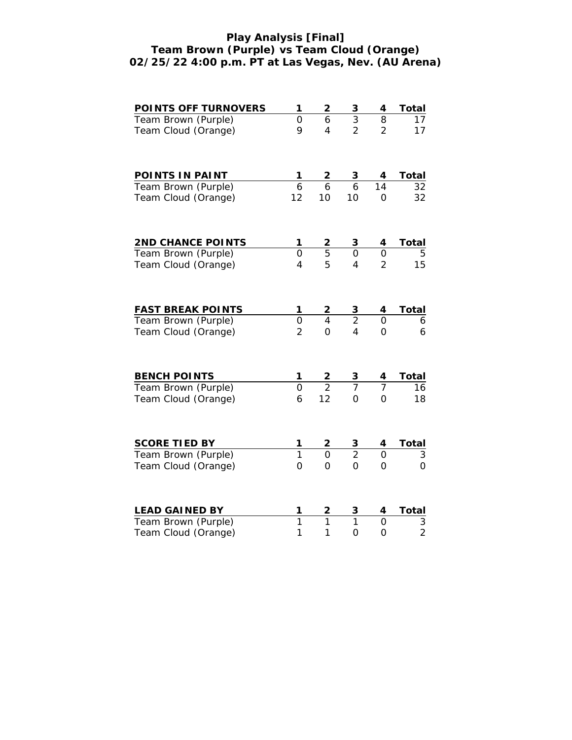**Play Analysis [Final]**
**Team Brown (Purple) vs Team Cloud (Orange)**
**02/25/22 4:00 p.m. PT at Las Vegas, Nev. (AU Arena)**

| POINTS OFF TURNOVERS | 1 | 2 | 3 | 4 | Total |
|---|---|---|---|---|---|
| Team Brown (Purple) | 0 | 6 | 3 | 8 | 17 |
| Team Cloud (Orange) | 9 | 4 | 2 | 2 | 17 |

| POINTS IN PAINT | 1 | 2 | 3 | 4 | Total |
|---|---|---|---|---|---|
| Team Brown (Purple) | 6 | 6 | 6 | 14 | 32 |
| Team Cloud (Orange) | 12 | 10 | 10 | 0 | 32 |

| 2ND CHANCE POINTS | 1 | 2 | 3 | 4 | Total |
|---|---|---|---|---|---|
| Team Brown (Purple) | 0 | 5 | 0 | 0 | 5 |
| Team Cloud (Orange) | 4 | 5 | 4 | 2 | 15 |

| FAST BREAK POINTS | 1 | 2 | 3 | 4 | Total |
|---|---|---|---|---|---|
| Team Brown (Purple) | 0 | 4 | 2 | 0 | 6 |
| Team Cloud (Orange) | 2 | 0 | 4 | 0 | 6 |

| BENCH POINTS | 1 | 2 | 3 | 4 | Total |
|---|---|---|---|---|---|
| Team Brown (Purple) | 0 | 2 | 7 | 7 | 16 |
| Team Cloud (Orange) | 6 | 12 | 0 | 0 | 18 |

| SCORE TIED BY | 1 | 2 | 3 | 4 | Total |
|---|---|---|---|---|---|
| Team Brown (Purple) | 1 | 0 | 2 | 0 | 3 |
| Team Cloud (Orange) | 0 | 0 | 0 | 0 | 0 |

| LEAD GAINED BY | 1 | 2 | 3 | 4 | Total |
|---|---|---|---|---|---|
| Team Brown (Purple) | 1 | 1 | 1 | 0 | 3 |
| Team Cloud (Orange) | 1 | 1 | 0 | 0 | 2 |